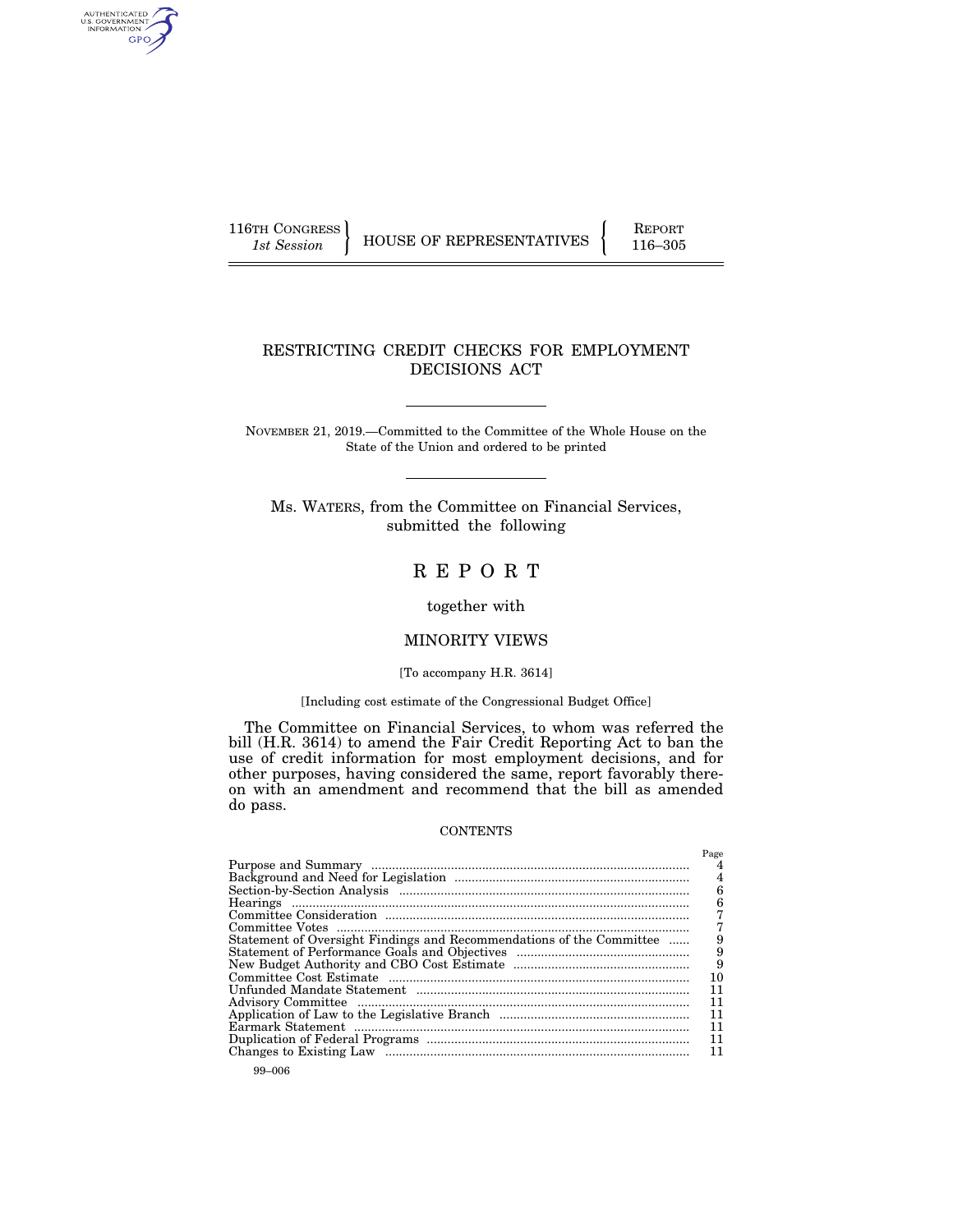116TH CONGRESS
*1st Session*

HOUSE OF REPRESENTATIVES

REPORT
116–305

# RESTRICTING CREDIT CHECKS FOR EMPLOYMENT DECISIONS ACT

NOVEMBER 21, 2019.—Committed to the Committee of the Whole House on the State of the Union and ordered to be printed

Ms. WATERS, from the Committee on Financial Services, submitted the following

# R E P O R T

together with

## MINORITY VIEWS

[To accompany H.R. 3614]

[Including cost estimate of the Congressional Budget Office]

The Committee on Financial Services, to whom was referred the bill (H.R. 3614) to amend the Fair Credit Reporting Act to ban the use of credit information for most employment decisions, and for other purposes, having considered the same, report favorably thereon with an amendment and recommend that the bill as amended do pass.

CONTENTS

| | Page |
|---|---|
| Purpose and Summary | 4 |
| Background and Need for Legislation | 4 |
| Section-by-Section Analysis | 6 |
| Hearings | 6 |
| Committee Consideration | 7 |
| Committee Votes | 7 |
| Statement of Oversight Findings and Recommendations of the Committee | 9 |
| Statement of Performance Goals and Objectives | 9 |
| New Budget Authority and CBO Cost Estimate | 9 |
| Committee Cost Estimate | 10 |
| Unfunded Mandate Statement | 11 |
| Advisory Committee | 11 |
| Application of Law to the Legislative Branch | 11 |
| Earmark Statement | 11 |
| Duplication of Federal Programs | 11 |
| Changes to Existing Law | 11 |

99–006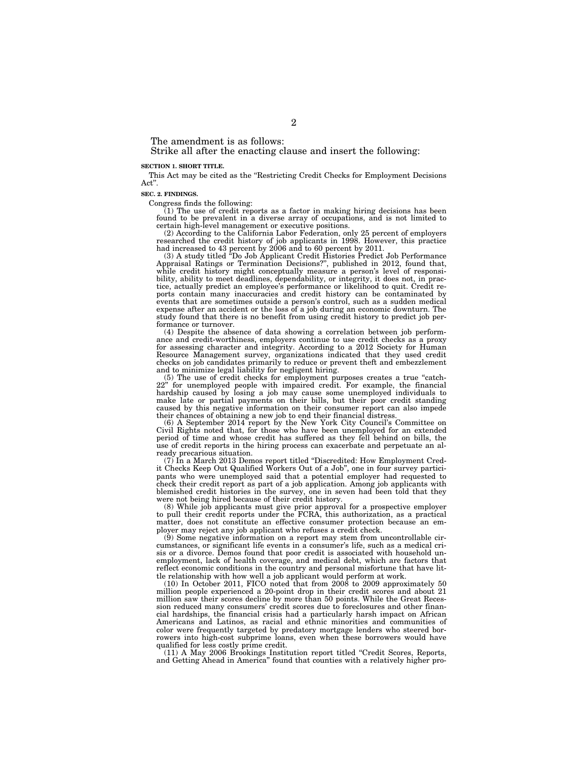The amendment is as follows:

Strike all after the enacting clause and insert the following:

**SECTION 1. SHORT TITLE.**

This Act may be cited as the "Restricting Credit Checks for Employment Decisions Act".

**SEC. 2. FINDINGS.**

Congress finds the following:

(1) The use of credit reports as a factor in making hiring decisions has been found to be prevalent in a diverse array of occupations, and is not limited to certain high-level management or executive positions.

(2) According to the California Labor Federation, only 25 percent of employers researched the credit history of job applicants in 1998. However, this practice had increased to 43 percent by 2006 and to 60 percent by 2011.

(3) A study titled "Do Job Applicant Credit Histories Predict Job Performance Appraisal Ratings or Termination Decisions?", published in 2012, found that, while credit history might conceptually measure a person's level of responsibility, ability to meet deadlines, dependability, or integrity, it does not, in practice, actually predict an employee's performance or likelihood to quit. Credit reports contain many inaccuracies and credit history can be contaminated by events that are sometimes outside a person's control, such as a sudden medical expense after an accident or the loss of a job during an economic downturn. The study found that there is no benefit from using credit history to predict job performance or turnover.

(4) Despite the absence of data showing a correlation between job performance and credit-worthiness, employers continue to use credit checks as a proxy for assessing character and integrity. According to a 2012 Society for Human Resource Management survey, organizations indicated that they used credit checks on job candidates primarily to reduce or prevent theft and embezzlement and to minimize legal liability for negligent hiring.

(5) The use of credit checks for employment purposes creates a true "catch-22" for unemployed people with impaired credit. For example, the financial hardship caused by losing a job may cause some unemployed individuals to make late or partial payments on their bills, but their poor credit standing caused by this negative information on their consumer report can also impede their chances of obtaining a new job to end their financial distress.

(6) A September 2014 report by the New York City Council's Committee on Civil Rights noted that, for those who have been unemployed for an extended period of time and whose credit has suffered as they fell behind on bills, the use of credit reports in the hiring process can exacerbate and perpetuate an already precarious situation.

(7) In a March 2013 Demos report titled "Discredited: How Employment Credit Checks Keep Out Qualified Workers Out of a Job", one in four survey participants who were unemployed said that a potential employer had requested to check their credit report as part of a job application. Among job applicants with blemished credit histories in the survey, one in seven had been told that they were not being hired because of their credit history.

(8) While job applicants must give prior approval for a prospective employer to pull their credit reports under the FCRA, this authorization, as a practical matter, does not constitute an effective consumer protection because an employer may reject any job applicant who refuses a credit check.

(9) Some negative information on a report may stem from uncontrollable circumstances, or significant life events in a consumer's life, such as a medical crisis or a divorce. Demos found that poor credit is associated with household unemployment, lack of health coverage, and medical debt, which are factors that reflect economic conditions in the country and personal misfortune that have little relationship with how well a job applicant would perform at work.

(10) In October 2011, FICO noted that from 2008 to 2009 approximately 50 million people experienced a 20-point drop in their credit scores and about 21 million saw their scores decline by more than 50 points. While the Great Recession reduced many consumers' credit scores due to foreclosures and other financial hardships, the financial crisis had a particularly harsh impact on African Americans and Latinos, as racial and ethnic minorities and communities of color were frequently targeted by predatory mortgage lenders who steered borrowers into high-cost subprime loans, even when these borrowers would have qualified for less costly prime credit.

(11) A May 2006 Brookings Institution report titled "Credit Scores, Reports, and Getting Ahead in America" found that counties with a relatively higher pro-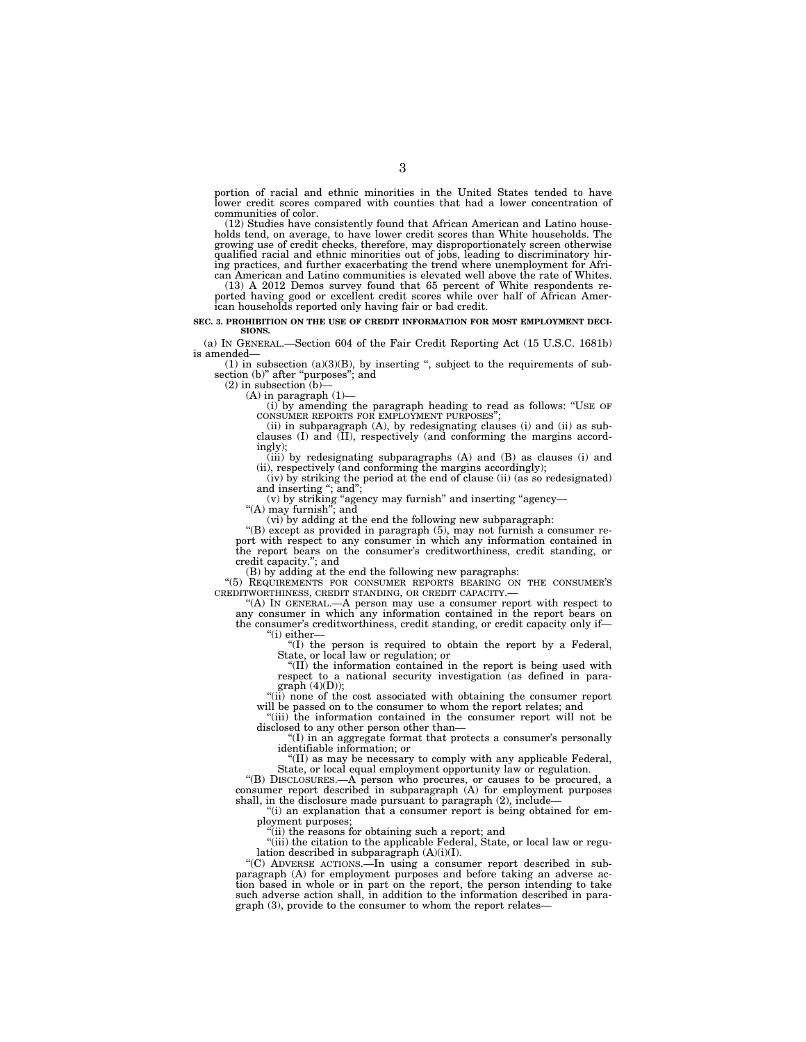portion of racial and ethnic minorities in the United States tended to have lower credit scores compared with counties that had a lower concentration of communities of color.

(12) Studies have consistently found that African American and Latino households tend, on average, to have lower credit scores than White households. The growing use of credit checks, therefore, may disproportionately screen otherwise qualified racial and ethnic minorities out of jobs, leading to discriminatory hiring practices, and further exacerbating the trend where unemployment for African American and Latino communities is elevated well above the rate of Whites.

(13) A 2012 Demos survey found that 65 percent of White respondents reported having good or excellent credit scores while over half of African American households reported only having fair or bad credit.

**SEC. 3. PROHIBITION ON THE USE OF CREDIT INFORMATION FOR MOST EMPLOYMENT DECISIONS.**

(a) IN GENERAL.—Section 604 of the Fair Credit Reporting Act (15 U.S.C. 1681b) is amended—

(1) in subsection (a)(3)(B), by inserting ", subject to the requirements of subsection (b)" after "purposes"; and

(2) in subsection (b)—

(A) in paragraph (1)—

(i) by amending the paragraph heading to read as follows: "USE OF CONSUMER REPORTS FOR EMPLOYMENT PURPOSES";

(ii) in subparagraph (A), by redesignating clauses (i) and (ii) as subclauses (I) and (II), respectively (and conforming the margins accordingly);

(iii) by redesignating subparagraphs (A) and (B) as clauses (i) and (ii), respectively (and conforming the margins accordingly);

(iv) by striking the period at the end of clause (ii) (as so redesignated) and inserting "; and";

(v) by striking "agency may furnish" and inserting "agency—

"(A) may furnish"; and

(vi) by adding at the end the following new subparagraph:

"(B) except as provided in paragraph (5), may not furnish a consumer report with respect to any consumer in which any information contained in the report bears on the consumer's creditworthiness, credit standing, or credit capacity."; and

(B) by adding at the end the following new paragraphs:

"(5) REQUIREMENTS FOR CONSUMER REPORTS BEARING ON THE CONSUMER'S CREDITWORTHINESS, CREDIT STANDING, OR CREDIT CAPACITY.—

"(A) IN GENERAL.—A person may use a consumer report with respect to any consumer in which any information contained in the report bears on the consumer's creditworthiness, credit standing, or credit capacity only if—

"(i) either—

"(I) the person is required to obtain the report by a Federal, State, or local law or regulation; or

"(II) the information contained in the report is being used with respect to a national security investigation (as defined in paragraph (4)(D));

"(ii) none of the cost associated with obtaining the consumer report will be passed on to the consumer to whom the report relates; and

"(iii) the information contained in the consumer report will not be disclosed to any other person other than—

"(I) in an aggregate format that protects a consumer's personally identifiable information; or

"(II) as may be necessary to comply with any applicable Federal, State, or local equal employment opportunity law or regulation.

"(B) DISCLOSURES.—A person who procures, or causes to be procured, a consumer report described in subparagraph (A) for employment purposes shall, in the disclosure made pursuant to paragraph (2), include—

"(i) an explanation that a consumer report is being obtained for employment purposes;

"(ii) the reasons for obtaining such a report; and

"(iii) the citation to the applicable Federal, State, or local law or regulation described in subparagraph (A)(i)(I).

"(C) ADVERSE ACTIONS.—In using a consumer report described in subparagraph (A) for employment purposes and before taking an adverse action based in whole or in part on the report, the person intending to take such adverse action shall, in addition to the information described in paragraph (3), provide to the consumer to whom the report relates—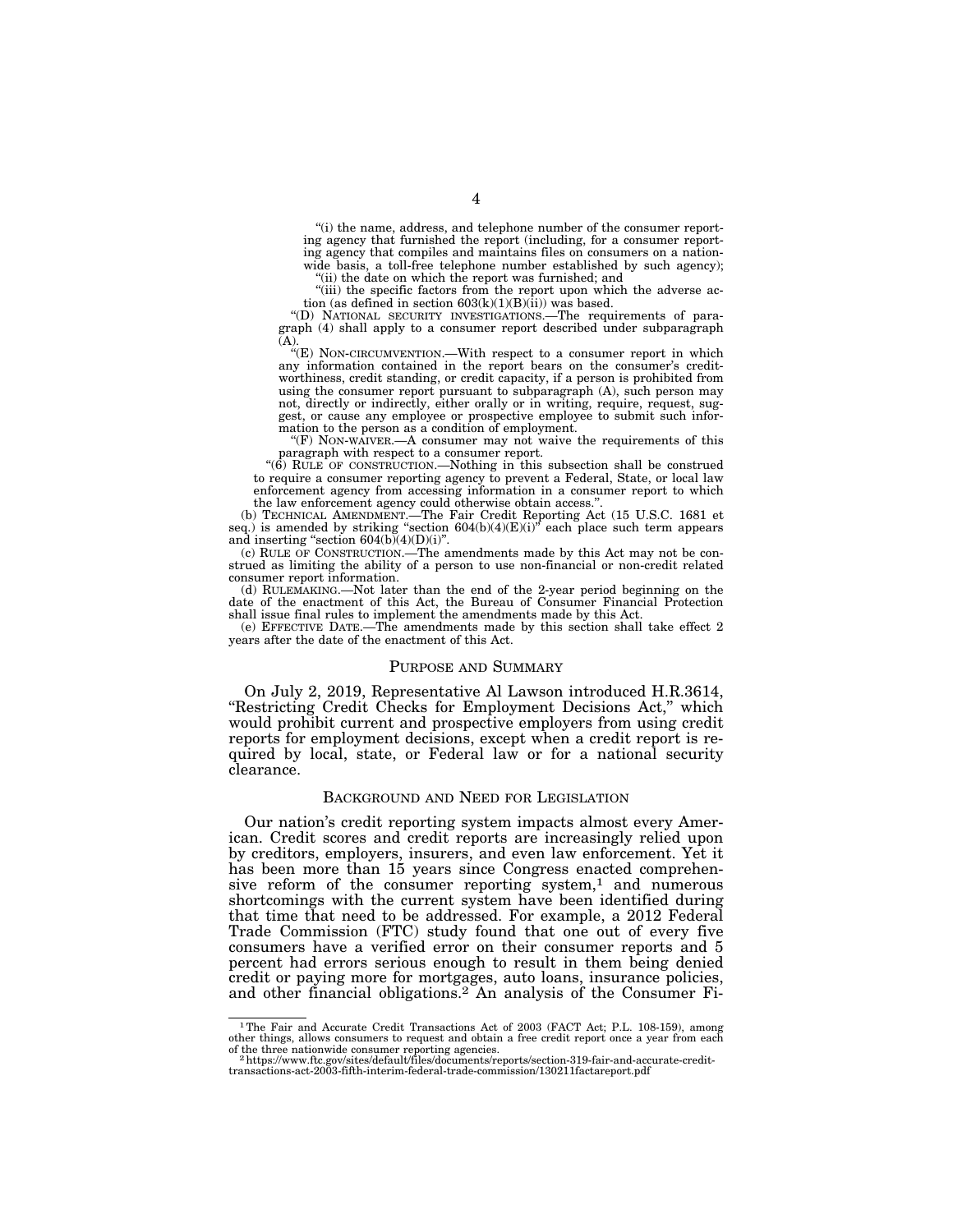"(i) the name, address, and telephone number of the consumer reporting agency that furnished the report (including, for a consumer reporting agency that compiles and maintains files on consumers on a nationwide basis, a toll-free telephone number established by such agency);

"(ii) the date on which the report was furnished; and

"(iii) the specific factors from the report upon which the adverse action (as defined in section 603(k)(1)(B)(ii)) was based.

"(D) NATIONAL SECURITY INVESTIGATIONS.—The requirements of paragraph (4) shall apply to a consumer report described under subparagraph (A).

"(E) NON-CIRCUMVENTION.—With respect to a consumer report in which any information contained in the report bears on the consumer's creditworthiness, credit standing, or credit capacity, if a person is prohibited from using the consumer report pursuant to subparagraph (A), such person may not, directly or indirectly, either orally or in writing, require, request, suggest, or cause any employee or prospective employee to submit such information to the person as a condition of employment.

"(F) NON-WAIVER.—A consumer may not waive the requirements of this paragraph with respect to a consumer report.

"(6) RULE OF CONSTRUCTION.—Nothing in this subsection shall be construed to require a consumer reporting agency to prevent a Federal, State, or local law enforcement agency from accessing information in a consumer report to which the law enforcement agency could otherwise obtain access.".

(b) TECHNICAL AMENDMENT.—The Fair Credit Reporting Act (15 U.S.C. 1681 et seq.) is amended by striking "section 604(b)(4)(E)(i)" each place such term appears and inserting "section 604(b)(4)(D)(i)".

(c) RULE OF CONSTRUCTION.—The amendments made by this Act may not be construed as limiting the ability of a person to use non-financial or non-credit related consumer report information.

(d) RULEMAKING.—Not later than the end of the 2-year period beginning on the date of the enactment of this Act, the Bureau of Consumer Financial Protection shall issue final rules to implement the amendments made by this Act.

(e) EFFECTIVE DATE.—The amendments made by this section shall take effect 2 years after the date of the enactment of this Act.

## PURPOSE AND SUMMARY

On July 2, 2019, Representative Al Lawson introduced H.R.3614, "Restricting Credit Checks for Employment Decisions Act," which would prohibit current and prospective employers from using credit reports for employment decisions, except when a credit report is required by local, state, or Federal law or for a national security clearance.

## BACKGROUND AND NEED FOR LEGISLATION

Our nation's credit reporting system impacts almost every American. Credit scores and credit reports are increasingly relied upon by creditors, employers, insurers, and even law enforcement. Yet it has been more than 15 years since Congress enacted comprehensive reform of the consumer reporting system,[1] and numerous shortcomings with the current system have been identified during that time that need to be addressed. For example, a 2012 Federal Trade Commission (FTC) study found that one out of every five consumers have a verified error on their consumer reports and 5 percent had errors serious enough to result in them being denied credit or paying more for mortgages, auto loans, insurance policies, and other financial obligations.[2] An analysis of the Consumer Fi-

---

[1] The Fair and Accurate Credit Transactions Act of 2003 (FACT Act; P.L. 108-159), among other things, allows consumers to request and obtain a free credit report once a year from each of the three nationwide consumer reporting agencies.

[2] https://www.ftc.gov/sites/default/files/documents/reports/section-319-fair-and-accurate-credit-transactions-act-2003-fifth-interim-federal-trade-commission/130211factareport.pdf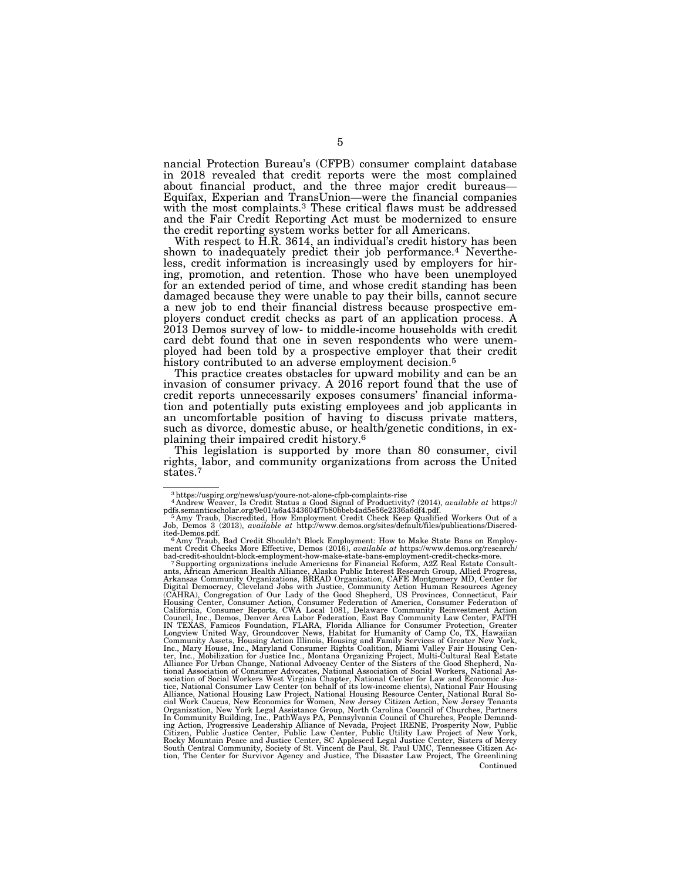nancial Protection Bureau's (CFPB) consumer complaint database in 2018 revealed that credit reports were the most complained about financial product, and the three major credit bureaus—Equifax, Experian and TransUnion—were the financial companies with the most complaints.[3] These critical flaws must be addressed and the Fair Credit Reporting Act must be modernized to ensure the credit reporting system works better for all Americans.

With respect to H.R. 3614, an individual's credit history has been shown to inadequately predict their job performance.[4] Nevertheless, credit information is increasingly used by employers for hiring, promotion, and retention. Those who have been unemployed for an extended period of time, and whose credit standing has been damaged because they were unable to pay their bills, cannot secure a new job to end their financial distress because prospective employers conduct credit checks as part of an application process. A 2013 Demos survey of low- to middle-income households with credit card debt found that one in seven respondents who were unemployed had been told by a prospective employer that their credit history contributed to an adverse employment decision.[5]

This practice creates obstacles for upward mobility and can be an invasion of consumer privacy. A 2016 report found that the use of credit reports unnecessarily exposes consumers' financial information and potentially puts existing employees and job applicants in an uncomfortable position of having to discuss private matters, such as divorce, domestic abuse, or health/genetic conditions, in explaining their impaired credit history.[6]

This legislation is supported by more than 80 consumer, civil rights, labor, and community organizations from across the United states.[7]

---

[3] https://uspirg.org/news/usp/youre-not-alone-cfpb-complaints-rise

[4] Andrew Weaver, Is Credit Status a Good Signal of Productivity? (2014), *available at* https://pdfs.semanticscholar.org/9e01/a6a4343604f7b80bbeb4ad5e56e2336a6df4.pdf.

[5] Amy Traub, Discredited, How Employment Credit Check Keep Qualified Workers Out of a Job, Demos 3 (2013), *available at* http://www.demos.org/sites/default/files/publications/Discredited-Demos.pdf.

[6] Amy Traub, Bad Credit Shouldn't Block Employment: How to Make State Bans on Employment Credit Checks More Effective, Demos (2016), *available at* https://www.demos.org/research/bad-credit-shouldnt-block-employment-how-make-state-bans-employment-credit-checks-more.

[7] Supporting organizations include Americans for Financial Reform, A2Z Real Estate Consultants, African American Health Alliance, Alaska Public Interest Research Group, Allied Progress, Arkansas Community Organizations, BREAD Organization, CAFE Montgomery MD, Center for Digital Democracy, Cleveland Jobs with Justice, Community Action Human Resources Agency (CAHRA), Congregation of Our Lady of the Good Shepherd, US Provinces, Connecticut, Fair Housing Center, Consumer Action, Consumer Federation of America, Consumer Federation of California, Consumer Reports, CWA Local 1081, Delaware Community Reinvestment Action Council, Inc., Demos, Denver Area Labor Federation, East Bay Community Law Center, FAITH IN TEXAS, Famicos Foundation, FLARA, Florida Alliance for Consumer Protection, Greater Longview United Way, Groundcover News, Habitat for Humanity of Camp Co, TX, Hawaiian Community Assets, Housing Action Illinois, Housing and Family Services of Greater New York, Inc., Mary House, Inc., Maryland Consumer Rights Coalition, Miami Valley Fair Housing Center, Inc., Mobilization for Justice Inc., Montana Organizing Project, Multi-Cultural Real Estate Alliance For Urban Change, National Advocacy Center of the Sisters of the Good Shepherd, National Association of Consumer Advocates, National Association of Social Workers, National Association of Social Workers West Virginia Chapter, National Center for Law and Economic Justice, National Consumer Law Center (on behalf of its low-income clients), National Fair Housing Alliance, National Housing Law Project, National Housing Resource Center, National Rural Social Work Caucus, New Economics for Women, New Jersey Citizen Action, New Jersey Tenants Organization, New York Legal Assistance Group, North Carolina Council of Churches, Partners In Community Building, Inc., PathWays PA, Pennsylvania Council of Churches, People Demanding Action, Progressive Leadership Alliance of Nevada, Project IRENE, Prosperity Now, Public Citizen, Public Justice Center, Public Law Center, Public Utility Law Project of New York, Rocky Mountain Peace and Justice Center, SC Appleseed Legal Justice Center, Sisters of Mercy South Central Community, Society of St. Vincent de Paul, St. Paul UMC, Tennessee Citizen Action, The Center for Survivor Agency and Justice, The Disaster Law Project, The Greenlining

Continued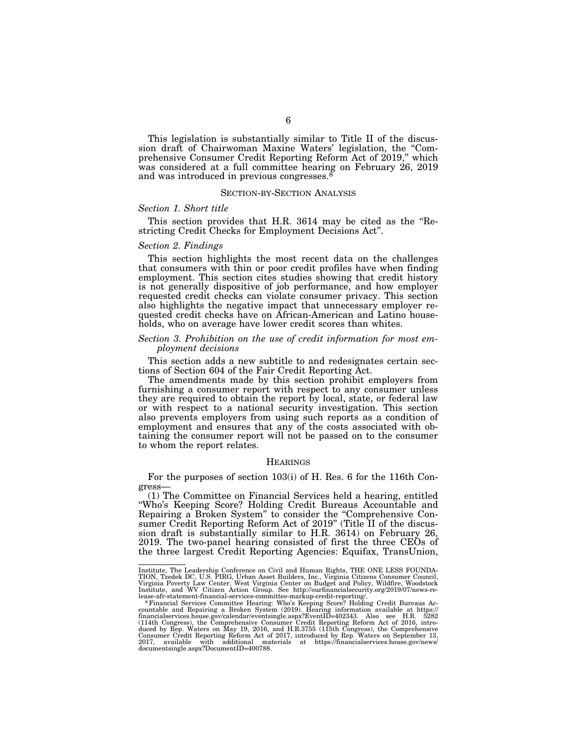This legislation is substantially similar to Title II of the discussion draft of Chairwoman Maxine Waters' legislation, the "Comprehensive Consumer Credit Reporting Reform Act of 2019," which was considered at a full committee hearing on February 26, 2019 and was introduced in previous congresses.[8]

## SECTION-BY-SECTION ANALYSIS

### *Section 1. Short title*

This section provides that H.R. 3614 may be cited as the "Restricting Credit Checks for Employment Decisions Act".

### *Section 2. Findings*

This section highlights the most recent data on the challenges that consumers with thin or poor credit profiles have when finding employment. This section cites studies showing that credit history is not generally dispositive of job performance, and how employer requested credit checks can violate consumer privacy. This section also highlights the negative impact that unnecessary employer requested credit checks have on African-American and Latino households, who on average have lower credit scores than whites.

### *Section 3. Prohibition on the use of credit information for most employment decisions*

This section adds a new subtitle to and redesignates certain sections of Section 604 of the Fair Credit Reporting Act.

The amendments made by this section prohibit employers from furnishing a consumer report with respect to any consumer unless they are required to obtain the report by local, state, or federal law or with respect to a national security investigation. This section also prevents employers from using such reports as a condition of employment and ensures that any of the costs associated with obtaining the consumer report will not be passed on to the consumer to whom the report relates.

## HEARINGS

For the purposes of section 103(i) of H. Res. 6 for the 116th Congress—

(1) The Committee on Financial Services held a hearing, entitled "Who's Keeping Score? Holding Credit Bureaus Accountable and Repairing a Broken System" to consider the "Comprehensive Consumer Credit Reporting Reform Act of 2019" (Title II of the discussion draft is substantially similar to H.R. 3614) on February 26, 2019. The two-panel hearing consisted of first the three CEOs of the three largest Credit Reporting Agencies: Equifax, TransUnion,

---

Institute, The Leadership Conference on Civil and Human Rights, THE ONE LESS FOUNDATION, Tzedek DC, U.S. PIRG, Urban Asset Builders, Inc., Virginia Citizens Consumer Council, Virginia Poverty Law Center, West Virginia Center on Budget and Policy, Wildfire, Woodstock Institute, and WV Citizen Action Group. See http://ourfinancialsecurity.org/2019/07/news-release-afr-statement-financial-services-committee-markup-credit-reporting/.

[8] Financial Services Committee Hearing: Who's Keeping Score? Holding Credit Bureaus Accountable and Repairing a Broken System (2019). Hearing information available at https://financialservices.house.gov/calendar/eventsingle.aspx?EventID=402343. Also see H.R. 5282 (114th Congress), the Comprehensive Consumer Credit Reporting Reform Act of 2016, introduced by Rep. Waters on May 19, 2016, and H.R.3755 (115th Congress), the Comprehensive Consumer Credit Reporting Reform Act of 2017, introduced by Rep. Waters on September 13, 2017, available with additional materials at https://financialservices.house.gov/news/documentsingle.aspx?DocumentID=400788.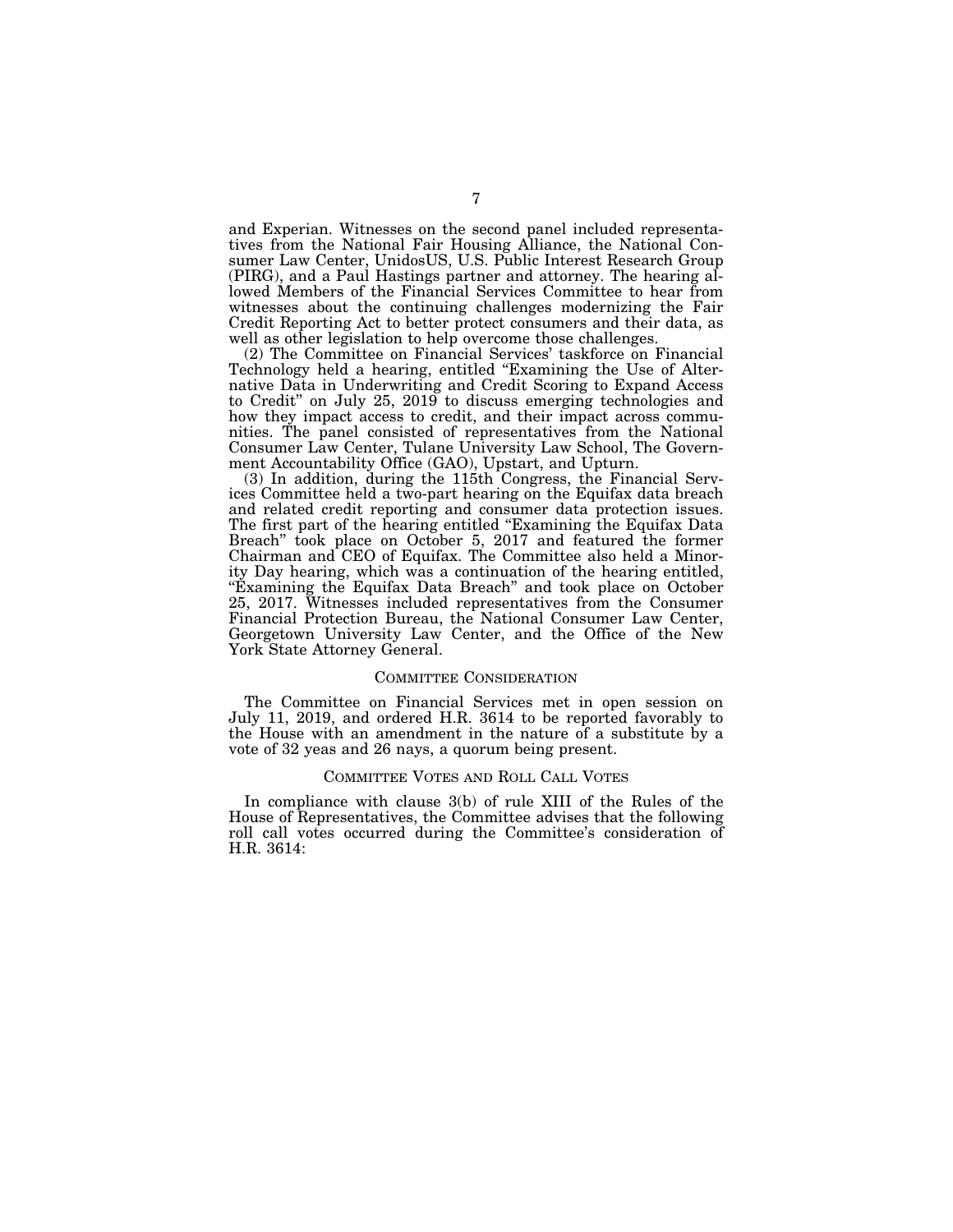and Experian. Witnesses on the second panel included representatives from the National Fair Housing Alliance, the National Consumer Law Center, UnidosUS, U.S. Public Interest Research Group (PIRG), and a Paul Hastings partner and attorney. The hearing allowed Members of the Financial Services Committee to hear from witnesses about the continuing challenges modernizing the Fair Credit Reporting Act to better protect consumers and their data, as well as other legislation to help overcome those challenges.

(2) The Committee on Financial Services' taskforce on Financial Technology held a hearing, entitled "Examining the Use of Alternative Data in Underwriting and Credit Scoring to Expand Access to Credit" on July 25, 2019 to discuss emerging technologies and how they impact access to credit, and their impact across communities. The panel consisted of representatives from the National Consumer Law Center, Tulane University Law School, The Government Accountability Office (GAO), Upstart, and Upturn.

(3) In addition, during the 115th Congress, the Financial Services Committee held a two-part hearing on the Equifax data breach and related credit reporting and consumer data protection issues. The first part of the hearing entitled "Examining the Equifax Data Breach" took place on October 5, 2017 and featured the former Chairman and CEO of Equifax. The Committee also held a Minority Day hearing, which was a continuation of the hearing entitled, "Examining the Equifax Data Breach" and took place on October 25, 2017. Witnesses included representatives from the Consumer Financial Protection Bureau, the National Consumer Law Center, Georgetown University Law Center, and the Office of the New York State Attorney General.

## COMMITTEE CONSIDERATION

The Committee on Financial Services met in open session on July 11, 2019, and ordered H.R. 3614 to be reported favorably to the House with an amendment in the nature of a substitute by a vote of 32 yeas and 26 nays, a quorum being present.

## COMMITTEE VOTES AND ROLL CALL VOTES

In compliance with clause 3(b) of rule XIII of the Rules of the House of Representatives, the Committee advises that the following roll call votes occurred during the Committee's consideration of H.R. 3614: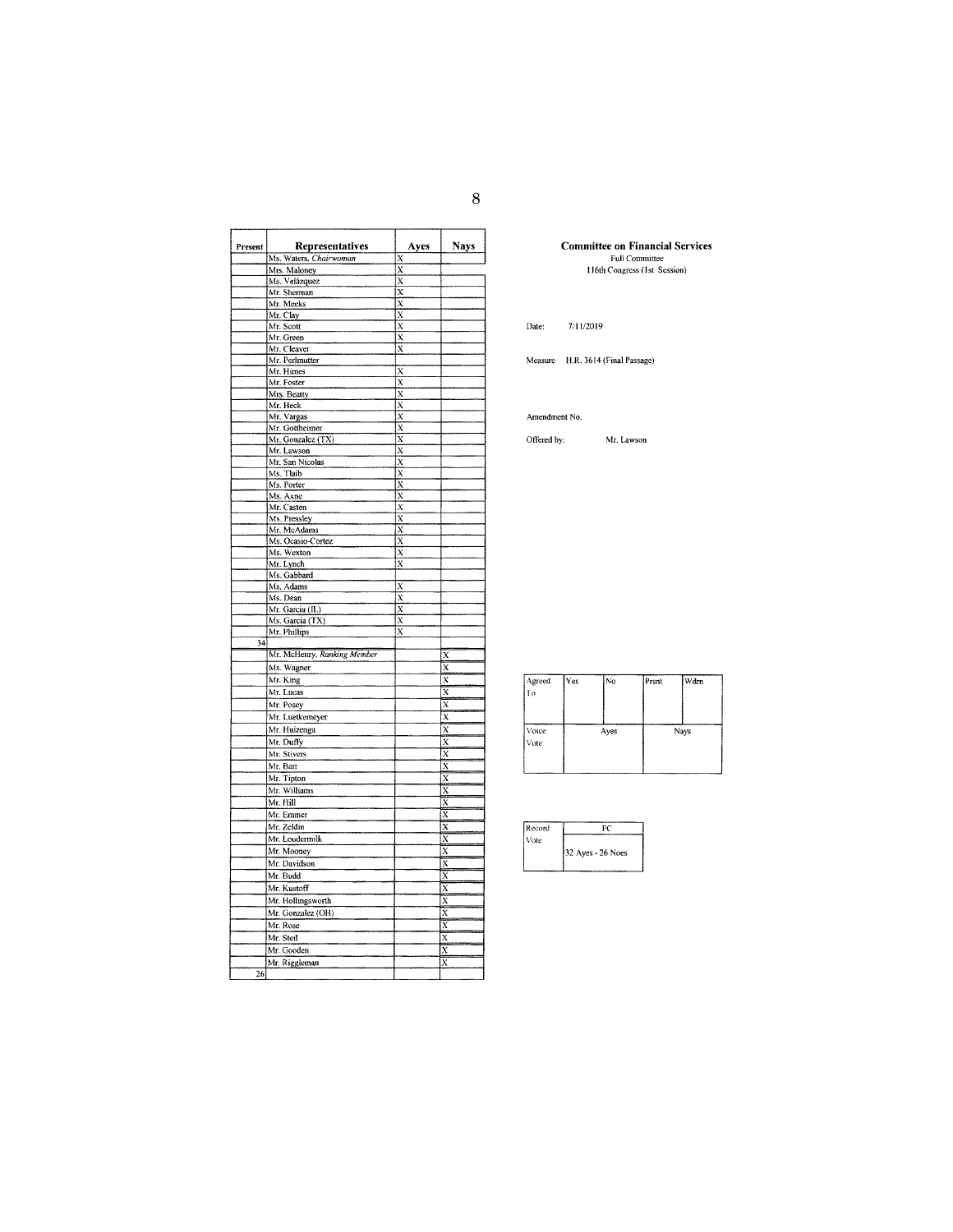**Committee on Financial Services**
Full Committee
116th Congress (1st Session)

Date: 7/11/2019

Measure H.R. 3614 (Final Passage)

Amendment No.

Offered by: Mr. Lawson

| Present | Representatives | Ayes | Nays |
|---|---|---|---|
| | Ms. Waters, *Chairwoman* | X | |
| | Mrs. Maloney | X | |
| | Ms. Velázquez | X | |
| | Mr. Sherman | X | |
| | Mr. Meeks | X | |
| | Mr. Clay | X | |
| | Mr. Scott | X | |
| | Mr. Green | X | |
| | Mr. Cleaver | X | |
| | Mr. Perlmutter | | |
| | Mr. Himes | X | |
| | Mr. Foster | X | |
| | Mrs. Beatty | X | |
| | Mr. Heck | X | |
| | Mr. Vargas | X | |
| | Mr. Gottheimer | X | |
| | Mr. Gonzalez (TX) | X | |
| | Mr. Lawson | X | |
| | Mr. San Nicolas | X | |
| | Ms. Tlaib | X | |
| | Ms. Porter | X | |
| | Ms. Axne | X | |
| | Mr. Casten | X | |
| | Ms. Pressley | X | |
| | Mr. McAdams | X | |
| | Ms. Ocasio-Cortez | X | |
| | Ms. Wexton | X | |
| | Mr. Lynch | X | |
| | Ms. Gabbard | | |
| | Ms. Adams | X | |
| | Ms. Dean | X | |
| | Mr. Garcia (IL) | X | |
| | Ms. Garcia (TX) | X | |
| | Mr. Phillips | X | |
| 34 | | | |
| | Mr. McHenry, *Ranking Member* | | X |
| | Ms. Wagner | | X |
| | Mr. King | | X |
| | Mr. Lucas | | X |
| | Mr. Posey | | X |
| | Mr. Luetkemeyer | | X |
| | Mr. Huizenga | | X |
| | Mr. Duffy | | X |
| | Mr. Stivers | | X |
| | Mr. Barr | | X |
| | Mr. Tipton | | X |
| | Mr. Williams | | X |
| | Mr. Hill | | X |
| | Mr. Emmer | | X |
| | Mr. Zeldin | | X |
| | Mr. Loudermilk | | X |
| | Mr. Mooney | | X |
| | Mr. Davidson | | X |
| | Mr. Budd | | X |
| | Mr. Kustoff | | X |
| | Mr. Hollingsworth | | X |
| | Mr. Gonzalez (OH) | | X |
| | Mr. Rose | | X |
| | Mr. Steil | | X |
| | Mr. Gooden | | X |
| | Mr. Riggleman | | X |
| 26 | | | |

| Agreed To | Yes | No | Prsnt | Wdrn |
|---|---|---|---|---|
| | | | | |
| Voice Vote | Ayes | | Nays | |
| | | | | |

| Record Vote | FC |
|---|---|
| | 32 Ayes - 26 Noes |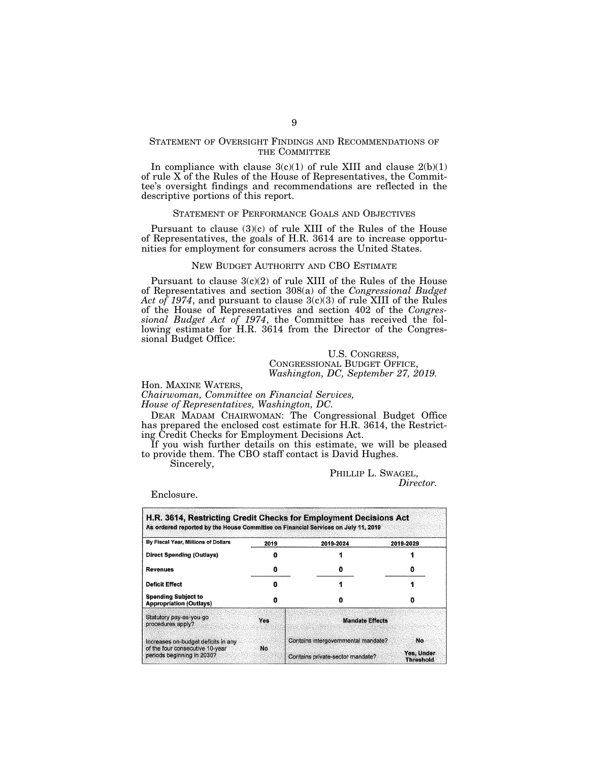## STATEMENT OF OVERSIGHT FINDINGS AND RECOMMENDATIONS OF THE COMMITTEE

In compliance with clause 3(c)(1) of rule XIII and clause 2(b)(1) of rule X of the Rules of the House of Representatives, the Committee's oversight findings and recommendations are reflected in the descriptive portions of this report.

## STATEMENT OF PERFORMANCE GOALS AND OBJECTIVES

Pursuant to clause (3)(c) of rule XIII of the Rules of the House of Representatives, the goals of H.R. 3614 are to increase opportunities for employment for consumers across the United States.

## NEW BUDGET AUTHORITY AND CBO ESTIMATE

Pursuant to clause 3(c)(2) of rule XIII of the Rules of the House of Representatives and section 308(a) of the *Congressional Budget Act of 1974*, and pursuant to clause 3(c)(3) of rule XIII of the Rules of the House of Representatives and section 402 of the *Congressional Budget Act of 1974*, the Committee has received the following estimate for H.R. 3614 from the Director of the Congressional Budget Office:

U.S. CONGRESS,
CONGRESSIONAL BUDGET OFFICE,
*Washington, DC, September 27, 2019.*

Hon. MAXINE WATERS,
*Chairwoman, Committee on Financial Services,*
*House of Representatives, Washington, DC.*

DEAR MADAM CHAIRWOMAN: The Congressional Budget Office has prepared the enclosed cost estimate for H.R. 3614, the Restricting Credit Checks for Employment Decisions Act.

If you wish further details on this estimate, we will be pleased to provide them. The CBO staff contact is David Hughes.

Sincerely,

PHILLIP L. SWAGEL,
*Director.*

Enclosure.

**H.R. 3614, Restricting Credit Checks for Employment Decisions Act**
**As ordered reported by the House Committee on Financial Services on July 11, 2019**

| By Fiscal Year, Millions of Dollars | 2019 | 2019-2024 | 2019-2029 |
|---|---|---|---|
| Direct Spending (Outlays) | 0 | 1 | 1 |
| Revenues | 0 | 0 | 0 |
| Deficit Effect | 0 | 1 | 1 |
| Spending Subject to Appropriation (Outlays) | 0 | 0 | 0 |
| Statutory pay-as-you-go procedures apply? | Yes | **Mandate Effects** | |
| Increases on-budget deficits in any of the four consecutive 10-year periods beginning in 2030? | No | Contains intergovernmental mandate? | No |
| | | Contains private-sector mandate? | Yes, Under Threshold |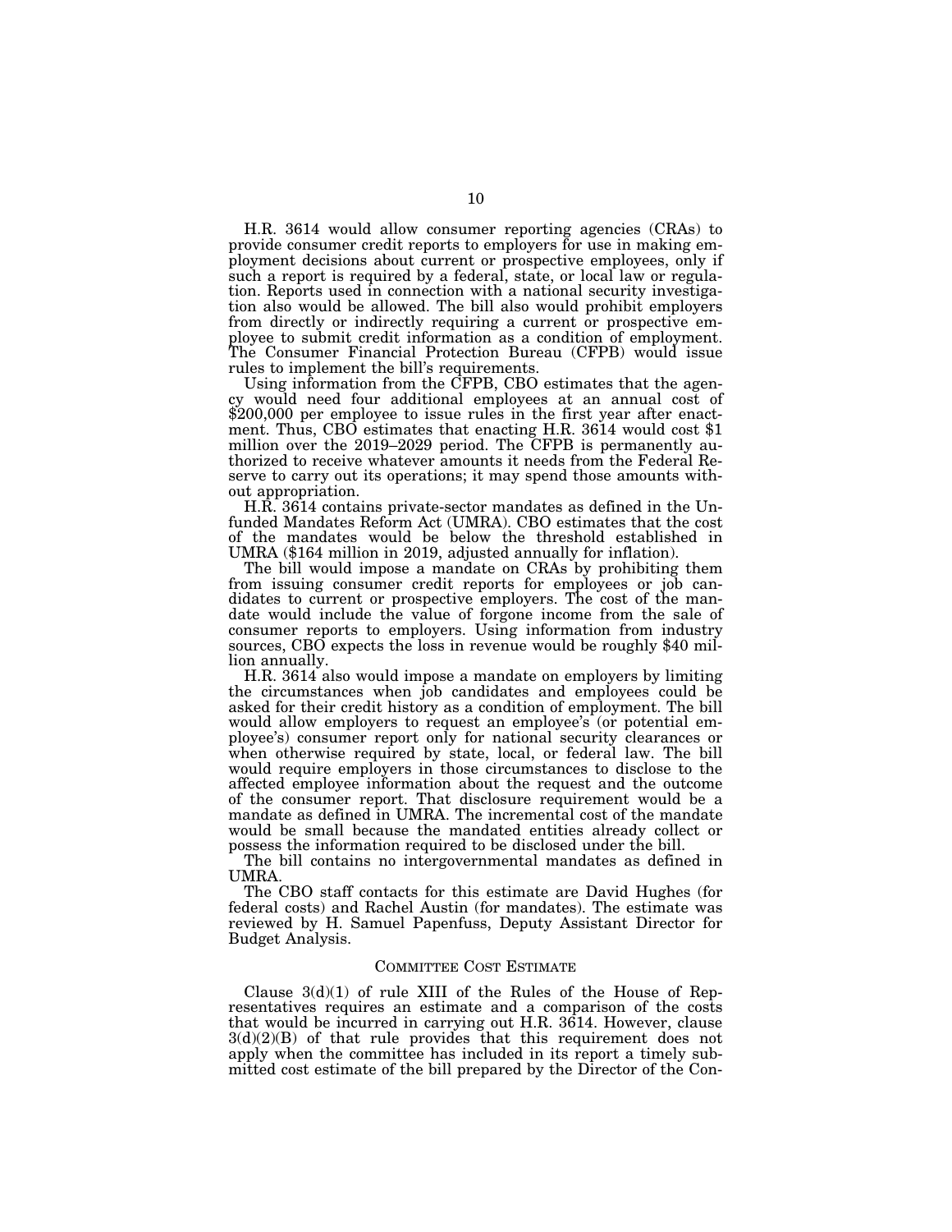H.R. 3614 would allow consumer reporting agencies (CRAs) to provide consumer credit reports to employers for use in making employment decisions about current or prospective employees, only if such a report is required by a federal, state, or local law or regulation. Reports used in connection with a national security investigation also would be allowed. The bill also would prohibit employers from directly or indirectly requiring a current or prospective employee to submit credit information as a condition of employment. The Consumer Financial Protection Bureau (CFPB) would issue rules to implement the bill's requirements.

Using information from the CFPB, CBO estimates that the agency would need four additional employees at an annual cost of $200,000 per employee to issue rules in the first year after enactment. Thus, CBO estimates that enacting H.R. 3614 would cost $1 million over the 2019–2029 period. The CFPB is permanently authorized to receive whatever amounts it needs from the Federal Reserve to carry out its operations; it may spend those amounts without appropriation.

H.R. 3614 contains private-sector mandates as defined in the Unfunded Mandates Reform Act (UMRA). CBO estimates that the cost of the mandates would be below the threshold established in UMRA ($164 million in 2019, adjusted annually for inflation).

The bill would impose a mandate on CRAs by prohibiting them from issuing consumer credit reports for employees or job candidates to current or prospective employers. The cost of the mandate would include the value of forgone income from the sale of consumer reports to employers. Using information from industry sources, CBO expects the loss in revenue would be roughly $40 million annually.

H.R. 3614 also would impose a mandate on employers by limiting the circumstances when job candidates and employees could be asked for their credit history as a condition of employment. The bill would allow employers to request an employee's (or potential employee's) consumer report only for national security clearances or when otherwise required by state, local, or federal law. The bill would require employers in those circumstances to disclose to the affected employee information about the request and the outcome of the consumer report. That disclosure requirement would be a mandate as defined in UMRA. The incremental cost of the mandate would be small because the mandated entities already collect or possess the information required to be disclosed under the bill.

The bill contains no intergovernmental mandates as defined in UMRA.

The CBO staff contacts for this estimate are David Hughes (for federal costs) and Rachel Austin (for mandates). The estimate was reviewed by H. Samuel Papenfuss, Deputy Assistant Director for Budget Analysis.

## COMMITTEE COST ESTIMATE

Clause 3(d)(1) of rule XIII of the Rules of the House of Representatives requires an estimate and a comparison of the costs that would be incurred in carrying out H.R. 3614. However, clause 3(d)(2)(B) of that rule provides that this requirement does not apply when the committee has included in its report a timely submitted cost estimate of the bill prepared by the Director of the Con-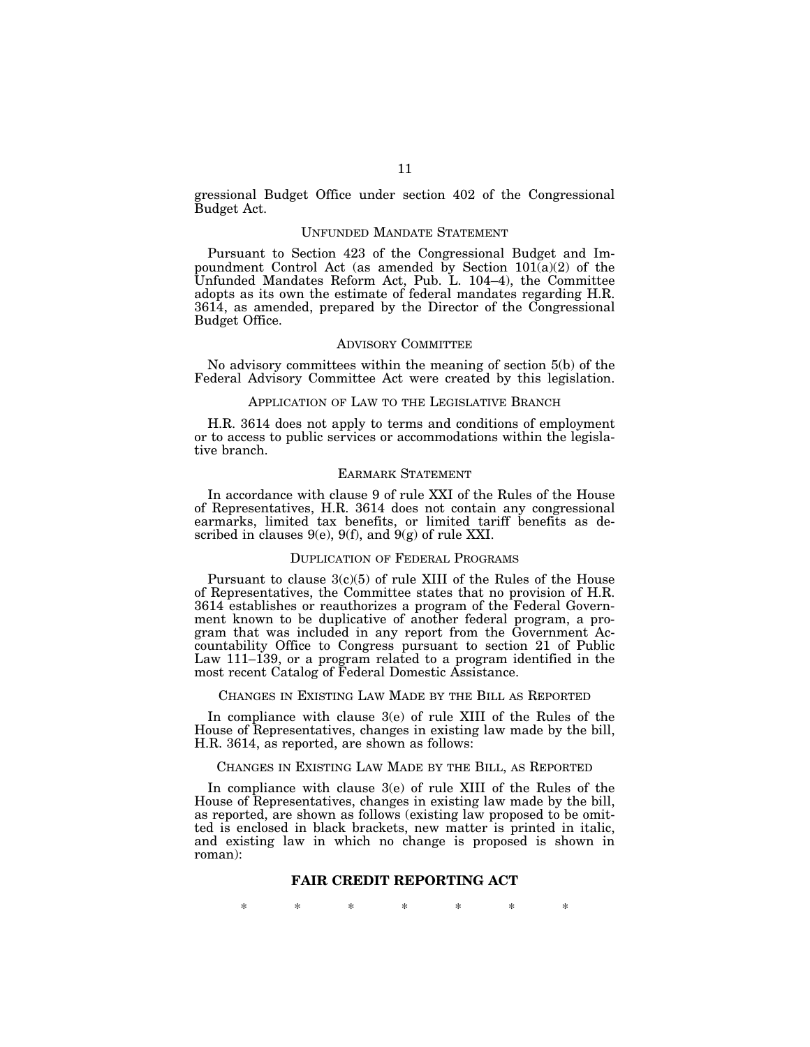gressional Budget Office under section 402 of the Congressional Budget Act.

## UNFUNDED MANDATE STATEMENT

Pursuant to Section 423 of the Congressional Budget and Impoundment Control Act (as amended by Section 101(a)(2) of the Unfunded Mandates Reform Act, Pub. L. 104–4), the Committee adopts as its own the estimate of federal mandates regarding H.R. 3614, as amended, prepared by the Director of the Congressional Budget Office.

## ADVISORY COMMITTEE

No advisory committees within the meaning of section 5(b) of the Federal Advisory Committee Act were created by this legislation.

## APPLICATION OF LAW TO THE LEGISLATIVE BRANCH

H.R. 3614 does not apply to terms and conditions of employment or to access to public services or accommodations within the legislative branch.

## EARMARK STATEMENT

In accordance with clause 9 of rule XXI of the Rules of the House of Representatives, H.R. 3614 does not contain any congressional earmarks, limited tax benefits, or limited tariff benefits as described in clauses 9(e), 9(f), and 9(g) of rule XXI.

## DUPLICATION OF FEDERAL PROGRAMS

Pursuant to clause 3(c)(5) of rule XIII of the Rules of the House of Representatives, the Committee states that no provision of H.R. 3614 establishes or reauthorizes a program of the Federal Government known to be duplicative of another federal program, a program that was included in any report from the Government Accountability Office to Congress pursuant to section 21 of Public Law 111–139, or a program related to a program identified in the most recent Catalog of Federal Domestic Assistance.

## CHANGES IN EXISTING LAW MADE BY THE BILL AS REPORTED

In compliance with clause 3(e) of rule XIII of the Rules of the House of Representatives, changes in existing law made by the bill, H.R. 3614, as reported, are shown as follows:

## CHANGES IN EXISTING LAW MADE BY THE BILL, AS REPORTED

In compliance with clause 3(e) of rule XIII of the Rules of the House of Representatives, changes in existing law made by the bill, as reported, are shown as follows (existing law proposed to be omitted is enclosed in black brackets, new matter is printed in italic, and existing law in which no change is proposed is shown in roman):

## FAIR CREDIT REPORTING ACT

\* \* \* \* \* \* \*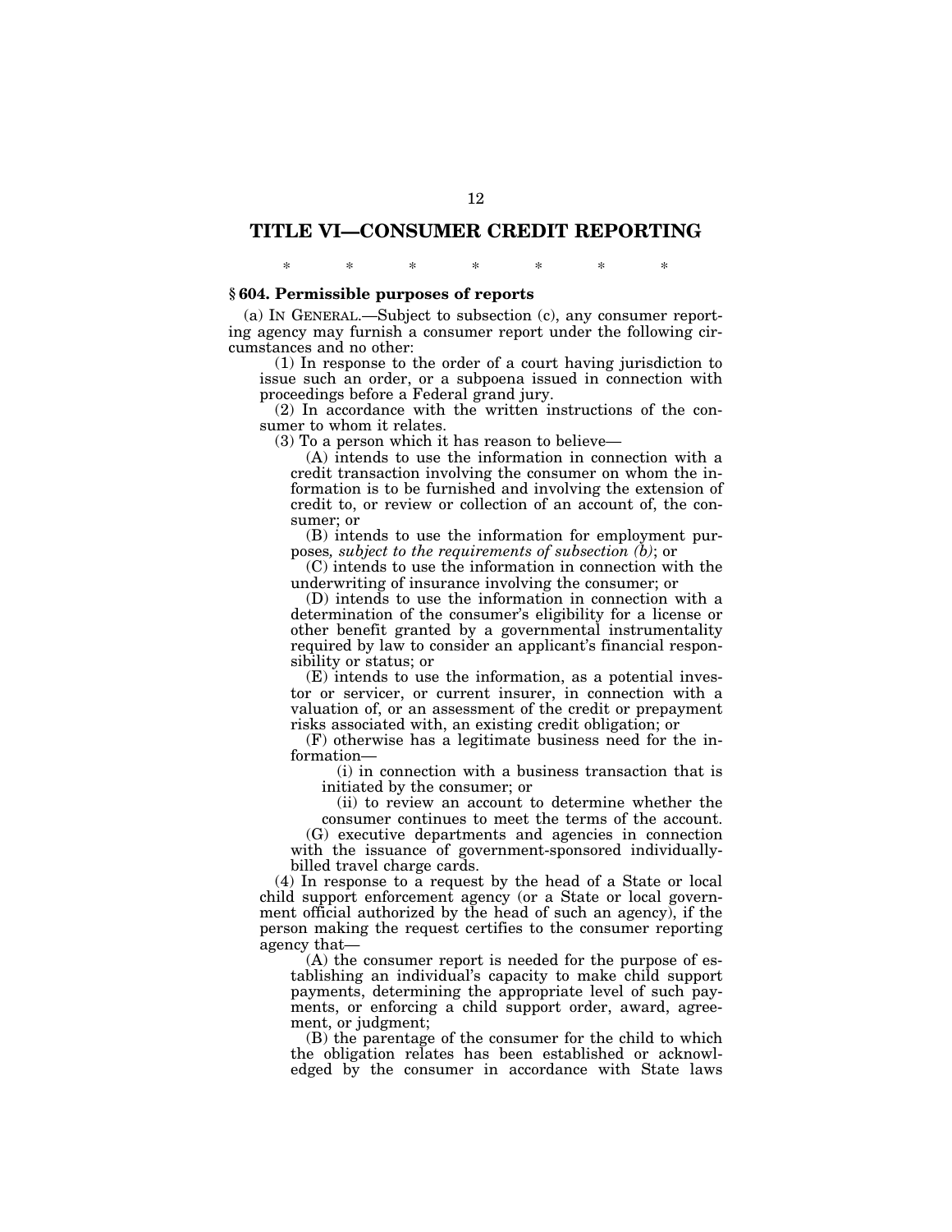# TITLE VI—CONSUMER CREDIT REPORTING

\* \* \* \* \* \* \*

### § 604. Permissible purposes of reports

(a) IN GENERAL.—Subject to subsection (c), any consumer reporting agency may furnish a consumer report under the following circumstances and no other:

(1) In response to the order of a court having jurisdiction to issue such an order, or a subpoena issued in connection with proceedings before a Federal grand jury.

(2) In accordance with the written instructions of the consumer to whom it relates.

(3) To a person which it has reason to believe—

(A) intends to use the information in connection with a credit transaction involving the consumer on whom the information is to be furnished and involving the extension of credit to, or review or collection of an account of, the consumer; or

(B) intends to use the information for employment purposes*, subject to the requirements of subsection (b)*; or

(C) intends to use the information in connection with the underwriting of insurance involving the consumer; or

(D) intends to use the information in connection with a determination of the consumer's eligibility for a license or other benefit granted by a governmental instrumentality required by law to consider an applicant's financial responsibility or status; or

(E) intends to use the information, as a potential investor or servicer, or current insurer, in connection with a valuation of, or an assessment of the credit or prepayment risks associated with, an existing credit obligation; or

(F) otherwise has a legitimate business need for the information—

(i) in connection with a business transaction that is initiated by the consumer; or

(ii) to review an account to determine whether the consumer continues to meet the terms of the account.

(G) executive departments and agencies in connection with the issuance of government-sponsored individually-billed travel charge cards.

(4) In response to a request by the head of a State or local child support enforcement agency (or a State or local government official authorized by the head of such an agency), if the person making the request certifies to the consumer reporting agency that—

(A) the consumer report is needed for the purpose of establishing an individual's capacity to make child support payments, determining the appropriate level of such payments, or enforcing a child support order, award, agreement, or judgment;

(B) the parentage of the consumer for the child to which the obligation relates has been established or acknowledged by the consumer in accordance with State laws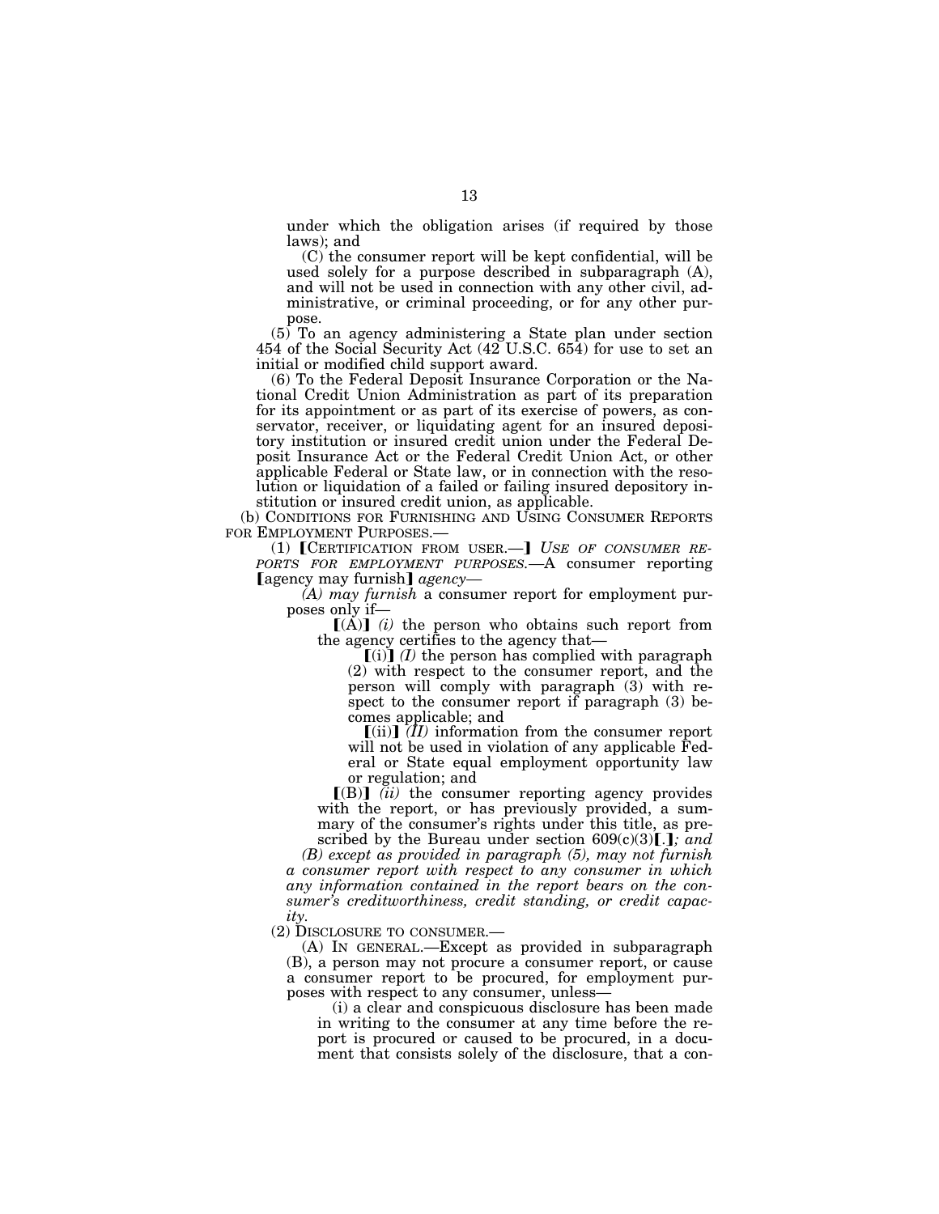under which the obligation arises (if required by those laws); and

(C) the consumer report will be kept confidential, will be used solely for a purpose described in subparagraph (A), and will not be used in connection with any other civil, administrative, or criminal proceeding, or for any other purpose.

(5) To an agency administering a State plan under section 454 of the Social Security Act (42 U.S.C. 654) for use to set an initial or modified child support award.

(6) To the Federal Deposit Insurance Corporation or the National Credit Union Administration as part of its preparation for its appointment or as part of its exercise of powers, as conservator, receiver, or liquidating agent for an insured depository institution or insured credit union under the Federal Deposit Insurance Act or the Federal Credit Union Act, or other applicable Federal or State law, or in connection with the resolution or liquidation of a failed or failing insured depository institution or insured credit union, as applicable.

(b) CONDITIONS FOR FURNISHING AND USING CONSUMER REPORTS FOR EMPLOYMENT PURPOSES.—

(1) [CERTIFICATION FROM USER.—] *USE OF CONSUMER REPORTS FOR EMPLOYMENT PURPOSES.*—A consumer reporting [agency may furnish] *agency*—

*(A) may furnish* a consumer report for employment purposes only if—

[(A)] *(i)* the person who obtains such report from the agency certifies to the agency that—

[(i)] *(I)* the person has complied with paragraph (2) with respect to the consumer report, and the person will comply with paragraph (3) with respect to the consumer report if paragraph (3) becomes applicable; and

[(ii)] *(II)* information from the consumer report will not be used in violation of any applicable Federal or State equal employment opportunity law or regulation; and

[(B)] *(ii)* the consumer reporting agency provides with the report, or has previously provided, a summary of the consumer's rights under this title, as prescribed by the Bureau under section 609(c)(3)[.]*; and*

*(B) except as provided in paragraph (5), may not furnish a consumer report with respect to any consumer in which any information contained in the report bears on the consumer's creditworthiness, credit standing, or credit capacity.*

(2) DISCLOSURE TO CONSUMER.—

(A) IN GENERAL.—Except as provided in subparagraph (B), a person may not procure a consumer report, or cause a consumer report to be procured, for employment purposes with respect to any consumer, unless—

(i) a clear and conspicuous disclosure has been made in writing to the consumer at any time before the report is procured or caused to be procured, in a document that consists solely of the disclosure, that a con-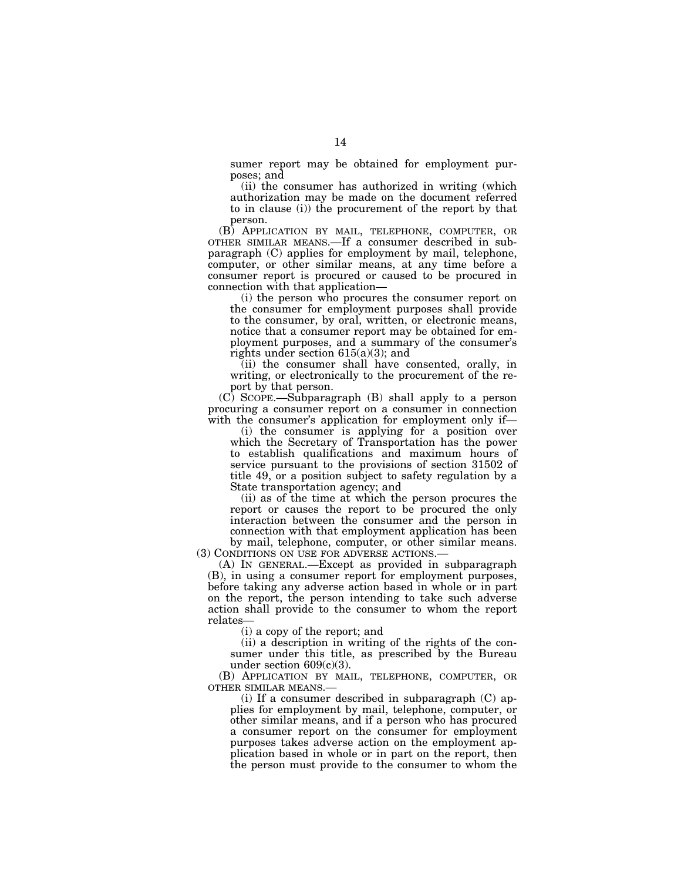sumer report may be obtained for employment purposes; and

(ii) the consumer has authorized in writing (which authorization may be made on the document referred to in clause (i)) the procurement of the report by that person.

(B) APPLICATION BY MAIL, TELEPHONE, COMPUTER, OR OTHER SIMILAR MEANS.—If a consumer described in subparagraph (C) applies for employment by mail, telephone, computer, or other similar means, at any time before a consumer report is procured or caused to be procured in connection with that application—

(i) the person who procures the consumer report on the consumer for employment purposes shall provide to the consumer, by oral, written, or electronic means, notice that a consumer report may be obtained for employment purposes, and a summary of the consumer's rights under section 615(a)(3); and

(ii) the consumer shall have consented, orally, in writing, or electronically to the procurement of the report by that person.

(C) SCOPE.—Subparagraph (B) shall apply to a person procuring a consumer report on a consumer in connection with the consumer's application for employment only if—

(i) the consumer is applying for a position over which the Secretary of Transportation has the power to establish qualifications and maximum hours of service pursuant to the provisions of section 31502 of title 49, or a position subject to safety regulation by a State transportation agency; and

(ii) as of the time at which the person procures the report or causes the report to be procured the only interaction between the consumer and the person in connection with that employment application has been by mail, telephone, computer, or other similar means.

(3) CONDITIONS ON USE FOR ADVERSE ACTIONS.—

(A) IN GENERAL.—Except as provided in subparagraph (B), in using a consumer report for employment purposes, before taking any adverse action based in whole or in part on the report, the person intending to take such adverse action shall provide to the consumer to whom the report relates—

(i) a copy of the report; and

(ii) a description in writing of the rights of the consumer under this title, as prescribed by the Bureau under section 609(c)(3).

(B) APPLICATION BY MAIL, TELEPHONE, COMPUTER, OR OTHER SIMILAR MEANS.—

(i) If a consumer described in subparagraph (C) applies for employment by mail, telephone, computer, or other similar means, and if a person who has procured a consumer report on the consumer for employment purposes takes adverse action on the employment application based in whole or in part on the report, then the person must provide to the consumer to whom the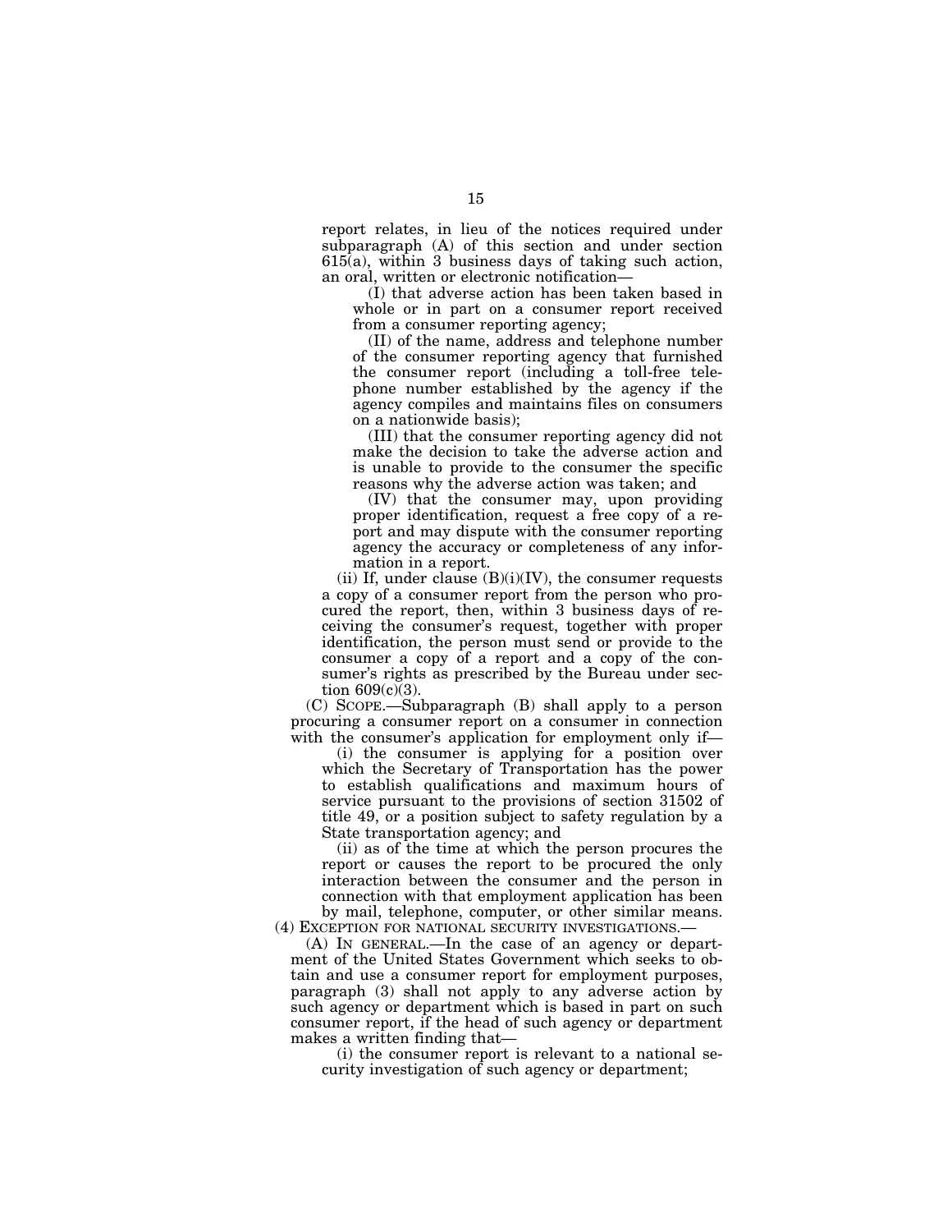report relates, in lieu of the notices required under subparagraph (A) of this section and under section 615(a), within 3 business days of taking such action, an oral, written or electronic notification—

(I) that adverse action has been taken based in whole or in part on a consumer report received from a consumer reporting agency;

(II) of the name, address and telephone number of the consumer reporting agency that furnished the consumer report (including a toll-free telephone number established by the agency if the agency compiles and maintains files on consumers on a nationwide basis);

(III) that the consumer reporting agency did not make the decision to take the adverse action and is unable to provide to the consumer the specific reasons why the adverse action was taken; and

(IV) that the consumer may, upon providing proper identification, request a free copy of a report and may dispute with the consumer reporting agency the accuracy or completeness of any information in a report.

(ii) If, under clause (B)(i)(IV), the consumer requests a copy of a consumer report from the person who procured the report, then, within 3 business days of receiving the consumer's request, together with proper identification, the person must send or provide to the consumer a copy of a report and a copy of the consumer's rights as prescribed by the Bureau under section 609(c)(3).

(C) SCOPE.—Subparagraph (B) shall apply to a person procuring a consumer report on a consumer in connection with the consumer's application for employment only if—

(i) the consumer is applying for a position over which the Secretary of Transportation has the power to establish qualifications and maximum hours of service pursuant to the provisions of section 31502 of title 49, or a position subject to safety regulation by a State transportation agency; and

(ii) as of the time at which the person procures the report or causes the report to be procured the only interaction between the consumer and the person in connection with that employment application has been by mail, telephone, computer, or other similar means.

(4) EXCEPTION FOR NATIONAL SECURITY INVESTIGATIONS.—

(A) IN GENERAL.—In the case of an agency or department of the United States Government which seeks to obtain and use a consumer report for employment purposes, paragraph (3) shall not apply to any adverse action by such agency or department which is based in part on such consumer report, if the head of such agency or department makes a written finding that—

(i) the consumer report is relevant to a national security investigation of such agency or department;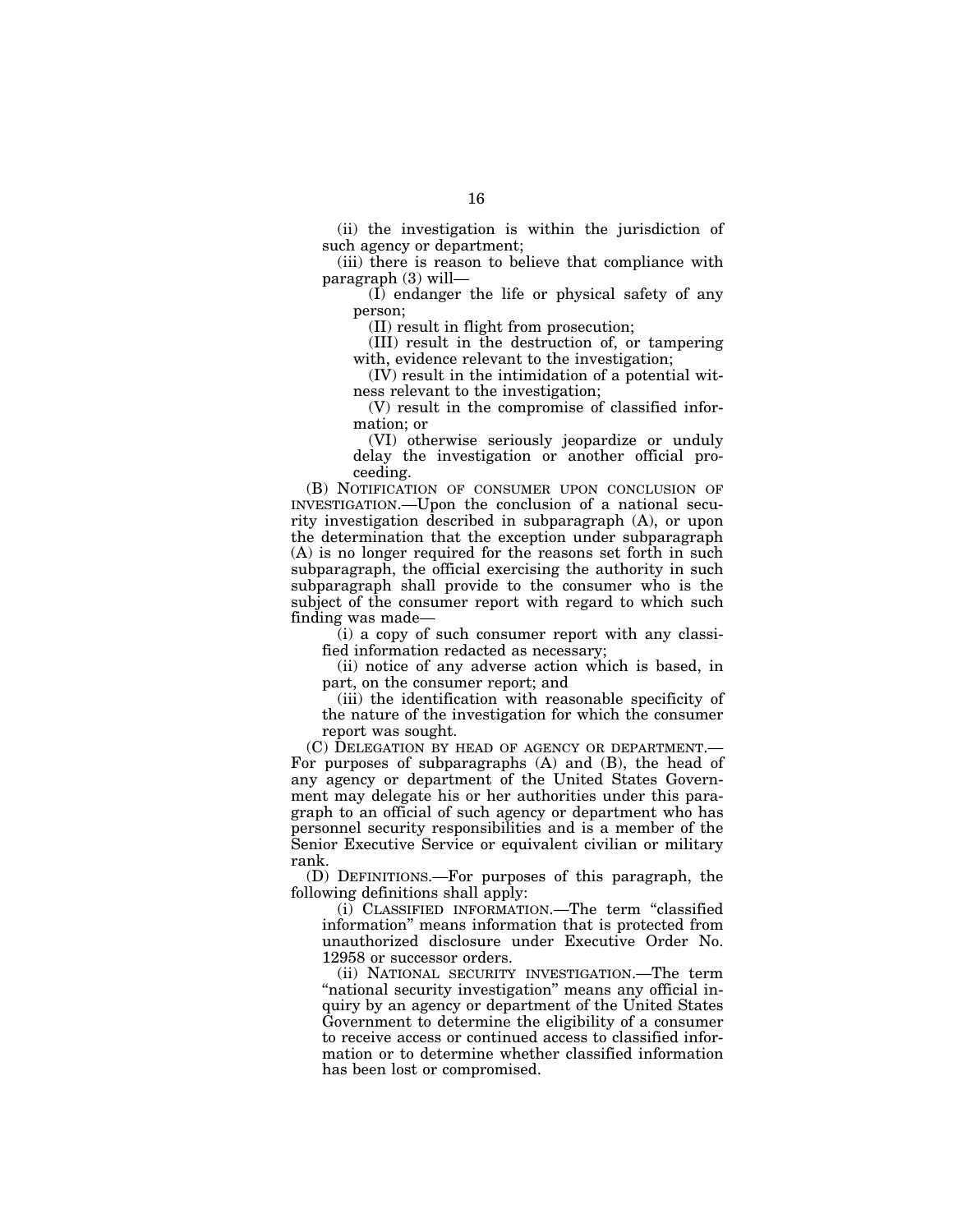(ii) the investigation is within the jurisdiction of such agency or department;

(iii) there is reason to believe that compliance with paragraph (3) will—

(I) endanger the life or physical safety of any person;

(II) result in flight from prosecution;

(III) result in the destruction of, or tampering with, evidence relevant to the investigation;

(IV) result in the intimidation of a potential witness relevant to the investigation;

(V) result in the compromise of classified information; or

(VI) otherwise seriously jeopardize or unduly delay the investigation or another official proceeding.

(B) NOTIFICATION OF CONSUMER UPON CONCLUSION OF INVESTIGATION.—Upon the conclusion of a national security investigation described in subparagraph (A), or upon the determination that the exception under subparagraph (A) is no longer required for the reasons set forth in such subparagraph, the official exercising the authority in such subparagraph shall provide to the consumer who is the subject of the consumer report with regard to which such finding was made—

(i) a copy of such consumer report with any classified information redacted as necessary;

(ii) notice of any adverse action which is based, in part, on the consumer report; and

(iii) the identification with reasonable specificity of the nature of the investigation for which the consumer report was sought.

(C) DELEGATION BY HEAD OF AGENCY OR DEPARTMENT.—For purposes of subparagraphs (A) and (B), the head of any agency or department of the United States Government may delegate his or her authorities under this paragraph to an official of such agency or department who has personnel security responsibilities and is a member of the Senior Executive Service or equivalent civilian or military rank.

(D) DEFINITIONS.—For purposes of this paragraph, the following definitions shall apply:

(i) CLASSIFIED INFORMATION.—The term "classified information" means information that is protected from unauthorized disclosure under Executive Order No. 12958 or successor orders.

(ii) NATIONAL SECURITY INVESTIGATION.—The term "national security investigation" means any official inquiry by an agency or department of the United States Government to determine the eligibility of a consumer to receive access or continued access to classified information or to determine whether classified information has been lost or compromised.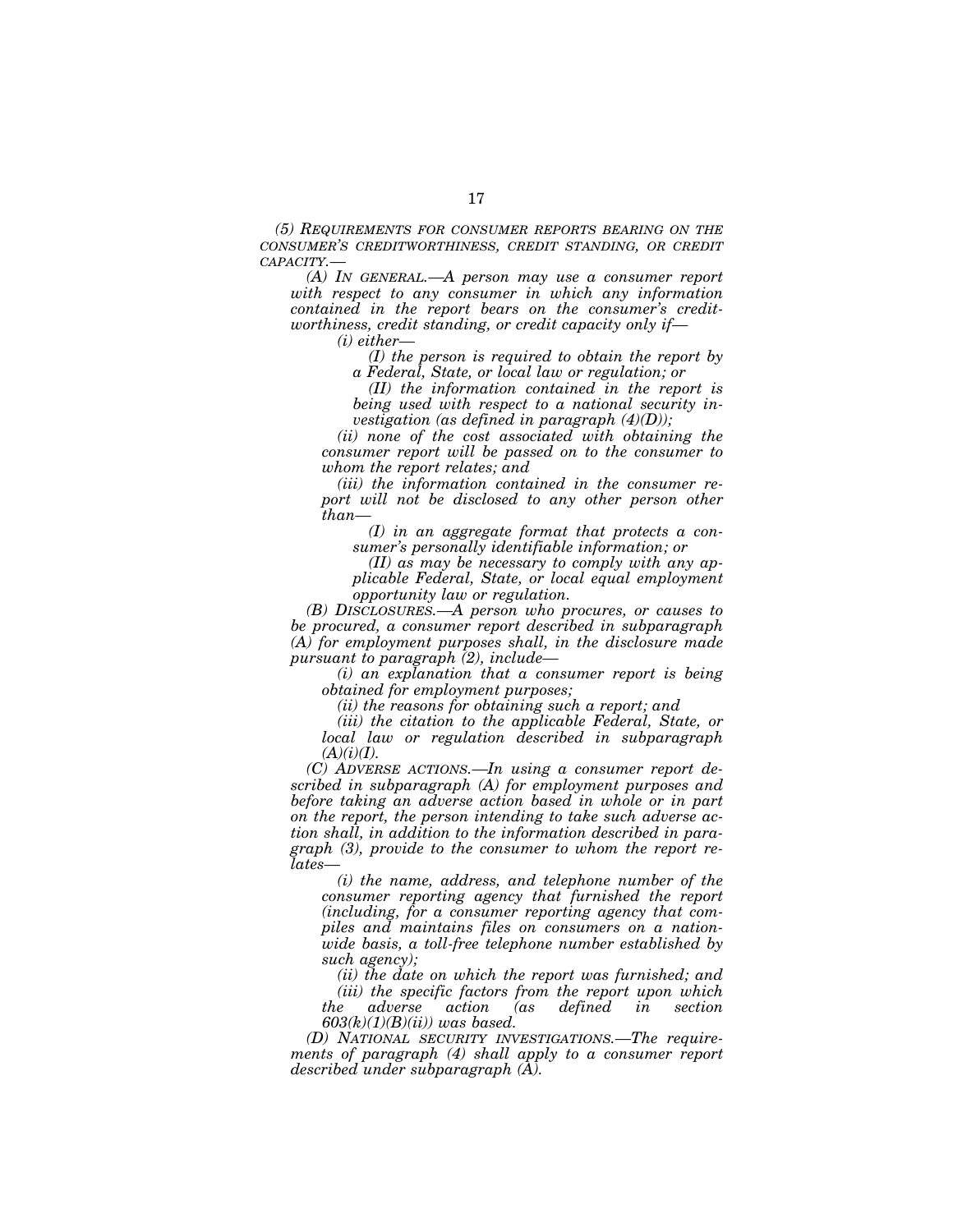*(5) REQUIREMENTS FOR CONSUMER REPORTS BEARING ON THE CONSUMER'S CREDITWORTHINESS, CREDIT STANDING, OR CREDIT CAPACITY.—*

*(A) IN GENERAL.—A person may use a consumer report with respect to any consumer in which any information contained in the report bears on the consumer's creditworthiness, credit standing, or credit capacity only if—*

*(i) either—*

*(I) the person is required to obtain the report by a Federal, State, or local law or regulation; or*

*(II) the information contained in the report is being used with respect to a national security investigation (as defined in paragraph (4)(D));*

*(ii) none of the cost associated with obtaining the consumer report will be passed on to the consumer to whom the report relates; and*

*(iii) the information contained in the consumer report will not be disclosed to any other person other than—*

*(I) in an aggregate format that protects a consumer's personally identifiable information; or*

*(II) as may be necessary to comply with any applicable Federal, State, or local equal employment opportunity law or regulation.*

*(B) DISCLOSURES.—A person who procures, or causes to be procured, a consumer report described in subparagraph (A) for employment purposes shall, in the disclosure made pursuant to paragraph (2), include—*

*(i) an explanation that a consumer report is being obtained for employment purposes;*

*(ii) the reasons for obtaining such a report; and*

*(iii) the citation to the applicable Federal, State, or local law or regulation described in subparagraph (A)(i)(I).*

*(C) ADVERSE ACTIONS.—In using a consumer report described in subparagraph (A) for employment purposes and before taking an adverse action based in whole or in part on the report, the person intending to take such adverse action shall, in addition to the information described in paragraph (3), provide to the consumer to whom the report relates—*

*(i) the name, address, and telephone number of the consumer reporting agency that furnished the report (including, for a consumer reporting agency that compiles and maintains files on consumers on a nationwide basis, a toll-free telephone number established by such agency);*

*(ii) the date on which the report was furnished; and*

*(iii) the specific factors from the report upon which the adverse action (as defined in section 603(k)(1)(B)(ii)) was based.*

*(D) NATIONAL SECURITY INVESTIGATIONS.—The requirements of paragraph (4) shall apply to a consumer report described under subparagraph (A).*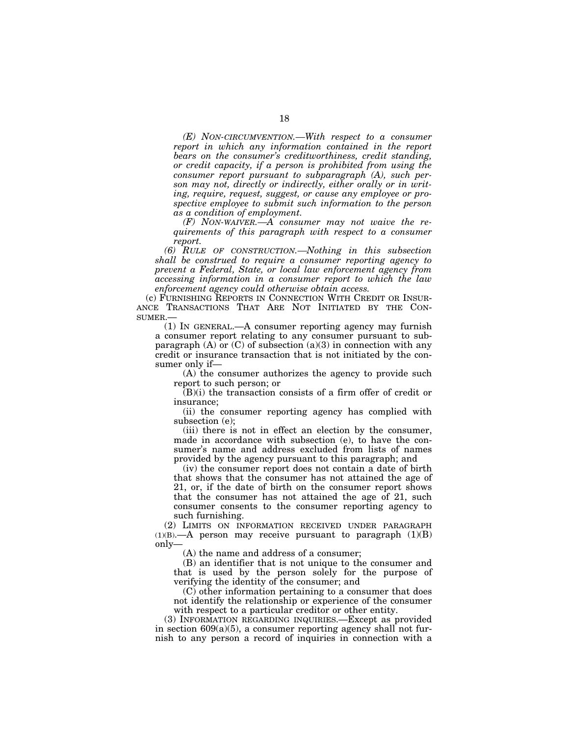*(E) NON-CIRCUMVENTION.—With respect to a consumer report in which any information contained in the report bears on the consumer's creditworthiness, credit standing, or credit capacity, if a person is prohibited from using the consumer report pursuant to subparagraph (A), such person may not, directly or indirectly, either orally or in writing, require, request, suggest, or cause any employee or prospective employee to submit such information to the person as a condition of employment.*

*(F) NON-WAIVER.—A consumer may not waive the requirements of this paragraph with respect to a consumer report.*

*(6) RULE OF CONSTRUCTION.—Nothing in this subsection shall be construed to require a consumer reporting agency to prevent a Federal, State, or local law enforcement agency from accessing information in a consumer report to which the law enforcement agency could otherwise obtain access.*

(c) FURNISHING REPORTS IN CONNECTION WITH CREDIT OR INSURANCE TRANSACTIONS THAT ARE NOT INITIATED BY THE CONSUMER.—

(1) IN GENERAL.—A consumer reporting agency may furnish a consumer report relating to any consumer pursuant to subparagraph (A) or (C) of subsection (a)(3) in connection with any credit or insurance transaction that is not initiated by the consumer only if—

(A) the consumer authorizes the agency to provide such report to such person; or

(B)(i) the transaction consists of a firm offer of credit or insurance;

(ii) the consumer reporting agency has complied with subsection (e);

(iii) there is not in effect an election by the consumer, made in accordance with subsection (e), to have the consumer's name and address excluded from lists of names provided by the agency pursuant to this paragraph; and

(iv) the consumer report does not contain a date of birth that shows that the consumer has not attained the age of 21, or, if the date of birth on the consumer report shows that the consumer has not attained the age of 21, such consumer consents to the consumer reporting agency to such furnishing.

(2) LIMITS ON INFORMATION RECEIVED UNDER PARAGRAPH (1)(B).—A person may receive pursuant to paragraph (1)(B) only—

(A) the name and address of a consumer;

(B) an identifier that is not unique to the consumer and that is used by the person solely for the purpose of verifying the identity of the consumer; and

(C) other information pertaining to a consumer that does not identify the relationship or experience of the consumer with respect to a particular creditor or other entity.

(3) INFORMATION REGARDING INQUIRIES.—Except as provided in section 609(a)(5), a consumer reporting agency shall not furnish to any person a record of inquiries in connection with a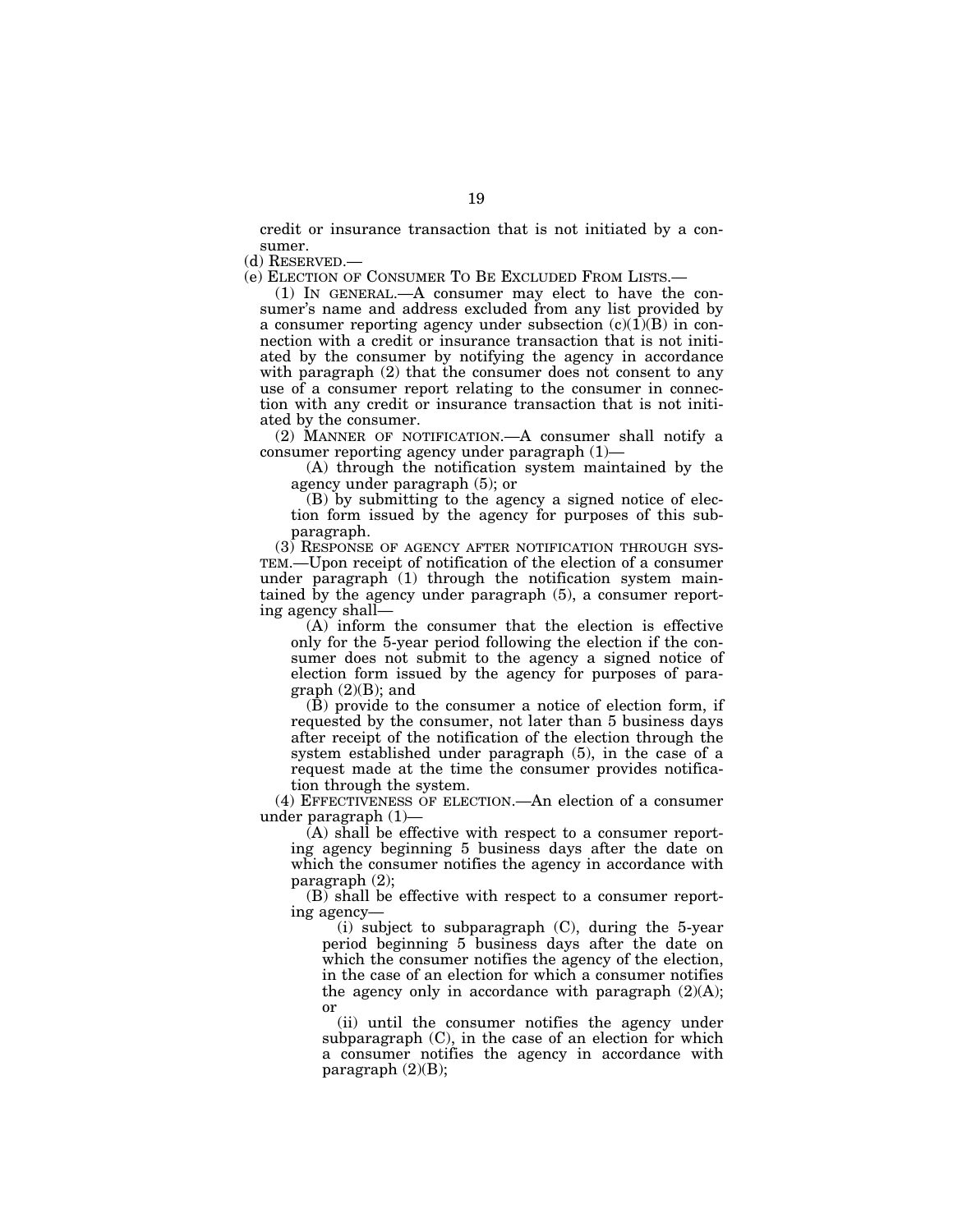credit or insurance transaction that is not initiated by a consumer.

(d) RESERVED.—

(e) ELECTION OF CONSUMER TO BE EXCLUDED FROM LISTS.—

(1) IN GENERAL.—A consumer may elect to have the consumer's name and address excluded from any list provided by a consumer reporting agency under subsection (c)(1)(B) in connection with a credit or insurance transaction that is not initiated by the consumer by notifying the agency in accordance with paragraph (2) that the consumer does not consent to any use of a consumer report relating to the consumer in connection with any credit or insurance transaction that is not initiated by the consumer.

(2) MANNER OF NOTIFICATION.—A consumer shall notify a consumer reporting agency under paragraph (1)—

(A) through the notification system maintained by the agency under paragraph (5); or

(B) by submitting to the agency a signed notice of election form issued by the agency for purposes of this subparagraph.

(3) RESPONSE OF AGENCY AFTER NOTIFICATION THROUGH SYSTEM.—Upon receipt of notification of the election of a consumer under paragraph (1) through the notification system maintained by the agency under paragraph (5), a consumer reporting agency shall—

(A) inform the consumer that the election is effective only for the 5-year period following the election if the consumer does not submit to the agency a signed notice of election form issued by the agency for purposes of paragraph (2)(B); and

(B) provide to the consumer a notice of election form, if requested by the consumer, not later than 5 business days after receipt of the notification of the election through the system established under paragraph (5), in the case of a request made at the time the consumer provides notification through the system.

(4) EFFECTIVENESS OF ELECTION.—An election of a consumer under paragraph (1)—

(A) shall be effective with respect to a consumer reporting agency beginning 5 business days after the date on which the consumer notifies the agency in accordance with paragraph (2);

(B) shall be effective with respect to a consumer reporting agency—

(i) subject to subparagraph (C), during the 5-year period beginning 5 business days after the date on which the consumer notifies the agency of the election, in the case of an election for which a consumer notifies the agency only in accordance with paragraph (2)(A); or

(ii) until the consumer notifies the agency under subparagraph (C), in the case of an election for which a consumer notifies the agency in accordance with paragraph (2)(B);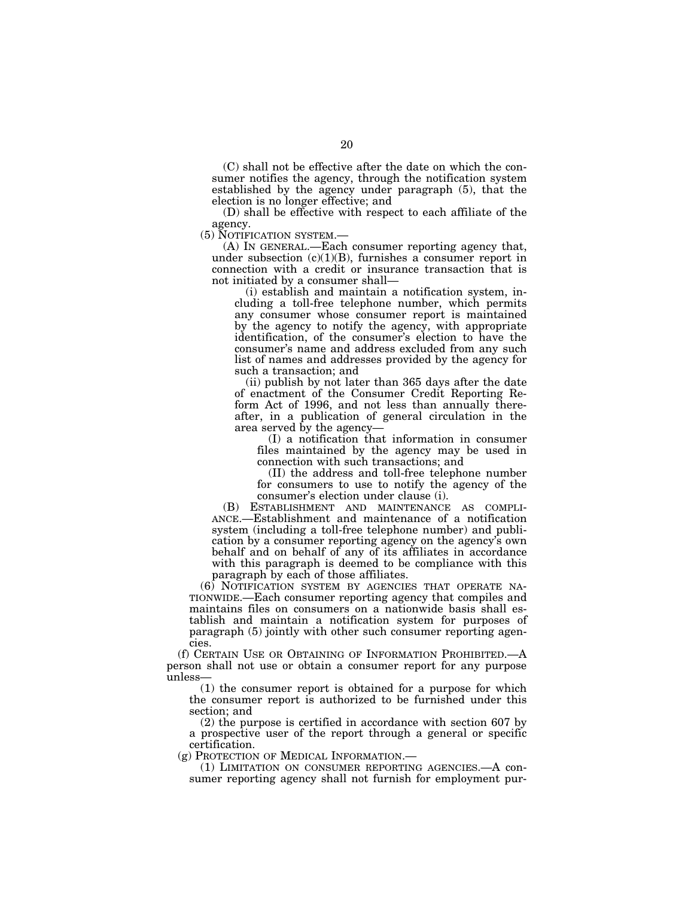(C) shall not be effective after the date on which the consumer notifies the agency, through the notification system established by the agency under paragraph (5), that the election is no longer effective; and

(D) shall be effective with respect to each affiliate of the agency.

(5) NOTIFICATION SYSTEM.—

(A) IN GENERAL.—Each consumer reporting agency that, under subsection (c)(1)(B), furnishes a consumer report in connection with a credit or insurance transaction that is not initiated by a consumer shall—

(i) establish and maintain a notification system, including a toll-free telephone number, which permits any consumer whose consumer report is maintained by the agency to notify the agency, with appropriate identification, of the consumer's election to have the consumer's name and address excluded from any such list of names and addresses provided by the agency for such a transaction; and

(ii) publish by not later than 365 days after the date of enactment of the Consumer Credit Reporting Reform Act of 1996, and not less than annually thereafter, in a publication of general circulation in the area served by the agency—

(I) a notification that information in consumer files maintained by the agency may be used in connection with such transactions; and

(II) the address and toll-free telephone number for consumers to use to notify the agency of the consumer's election under clause (i).

(B) ESTABLISHMENT AND MAINTENANCE AS COMPLIANCE.—Establishment and maintenance of a notification system (including a toll-free telephone number) and publication by a consumer reporting agency on the agency's own behalf and on behalf of any of its affiliates in accordance with this paragraph is deemed to be compliance with this paragraph by each of those affiliates.

(6) NOTIFICATION SYSTEM BY AGENCIES THAT OPERATE NATIONWIDE.—Each consumer reporting agency that compiles and maintains files on consumers on a nationwide basis shall establish and maintain a notification system for purposes of paragraph (5) jointly with other such consumer reporting agencies.

(f) CERTAIN USE OR OBTAINING OF INFORMATION PROHIBITED.—A person shall not use or obtain a consumer report for any purpose unless—

(1) the consumer report is obtained for a purpose for which the consumer report is authorized to be furnished under this section; and

(2) the purpose is certified in accordance with section 607 by a prospective user of the report through a general or specific certification.

(g) PROTECTION OF MEDICAL INFORMATION.—

(1) LIMITATION ON CONSUMER REPORTING AGENCIES.—A consumer reporting agency shall not furnish for employment pur-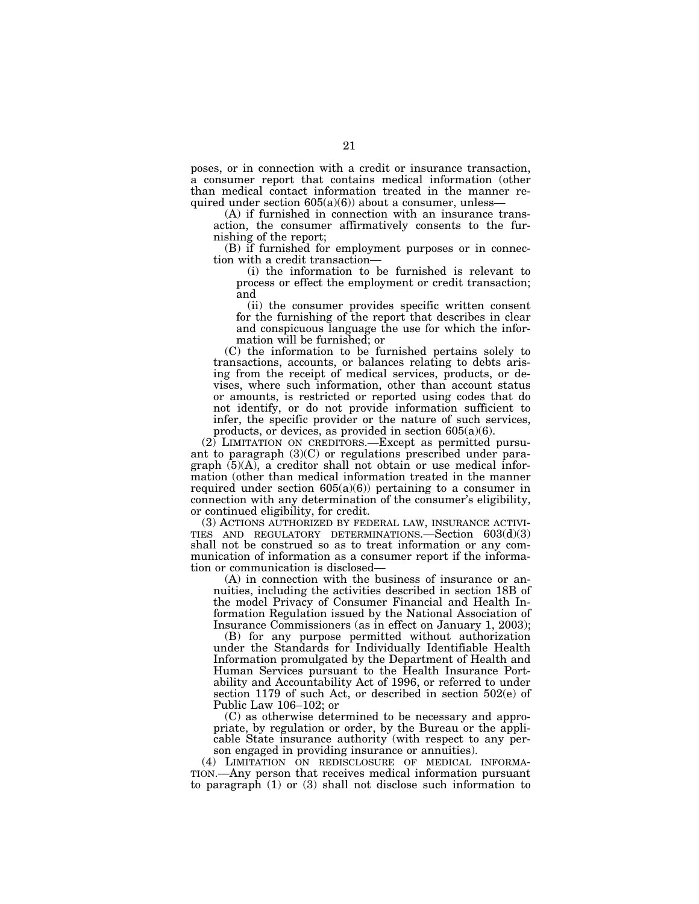poses, or in connection with a credit or insurance transaction, a consumer report that contains medical information (other than medical contact information treated in the manner required under section 605(a)(6)) about a consumer, unless—

(A) if furnished in connection with an insurance transaction, the consumer affirmatively consents to the furnishing of the report;

(B) if furnished for employment purposes or in connection with a credit transaction—

(i) the information to be furnished is relevant to process or effect the employment or credit transaction; and

(ii) the consumer provides specific written consent for the furnishing of the report that describes in clear and conspicuous language the use for which the information will be furnished; or

(C) the information to be furnished pertains solely to transactions, accounts, or balances relating to debts arising from the receipt of medical services, products, or devises, where such information, other than account status or amounts, is restricted or reported using codes that do not identify, or do not provide information sufficient to infer, the specific provider or the nature of such services, products, or devices, as provided in section 605(a)(6).

(2) LIMITATION ON CREDITORS.—Except as permitted pursuant to paragraph (3)(C) or regulations prescribed under paragraph (5)(A), a creditor shall not obtain or use medical information (other than medical information treated in the manner required under section 605(a)(6)) pertaining to a consumer in connection with any determination of the consumer's eligibility, or continued eligibility, for credit.

(3) ACTIONS AUTHORIZED BY FEDERAL LAW, INSURANCE ACTIVITIES AND REGULATORY DETERMINATIONS.—Section 603(d)(3) shall not be construed so as to treat information or any communication of information as a consumer report if the information or communication is disclosed—

(A) in connection with the business of insurance or annuities, including the activities described in section 18B of the model Privacy of Consumer Financial and Health Information Regulation issued by the National Association of Insurance Commissioners (as in effect on January 1, 2003);

(B) for any purpose permitted without authorization under the Standards for Individually Identifiable Health Information promulgated by the Department of Health and Human Services pursuant to the Health Insurance Portability and Accountability Act of 1996, or referred to under section 1179 of such Act, or described in section 502(e) of Public Law 106–102; or

(C) as otherwise determined to be necessary and appropriate, by regulation or order, by the Bureau or the applicable State insurance authority (with respect to any person engaged in providing insurance or annuities).

(4) LIMITATION ON REDISCLOSURE OF MEDICAL INFORMATION.—Any person that receives medical information pursuant to paragraph (1) or (3) shall not disclose such information to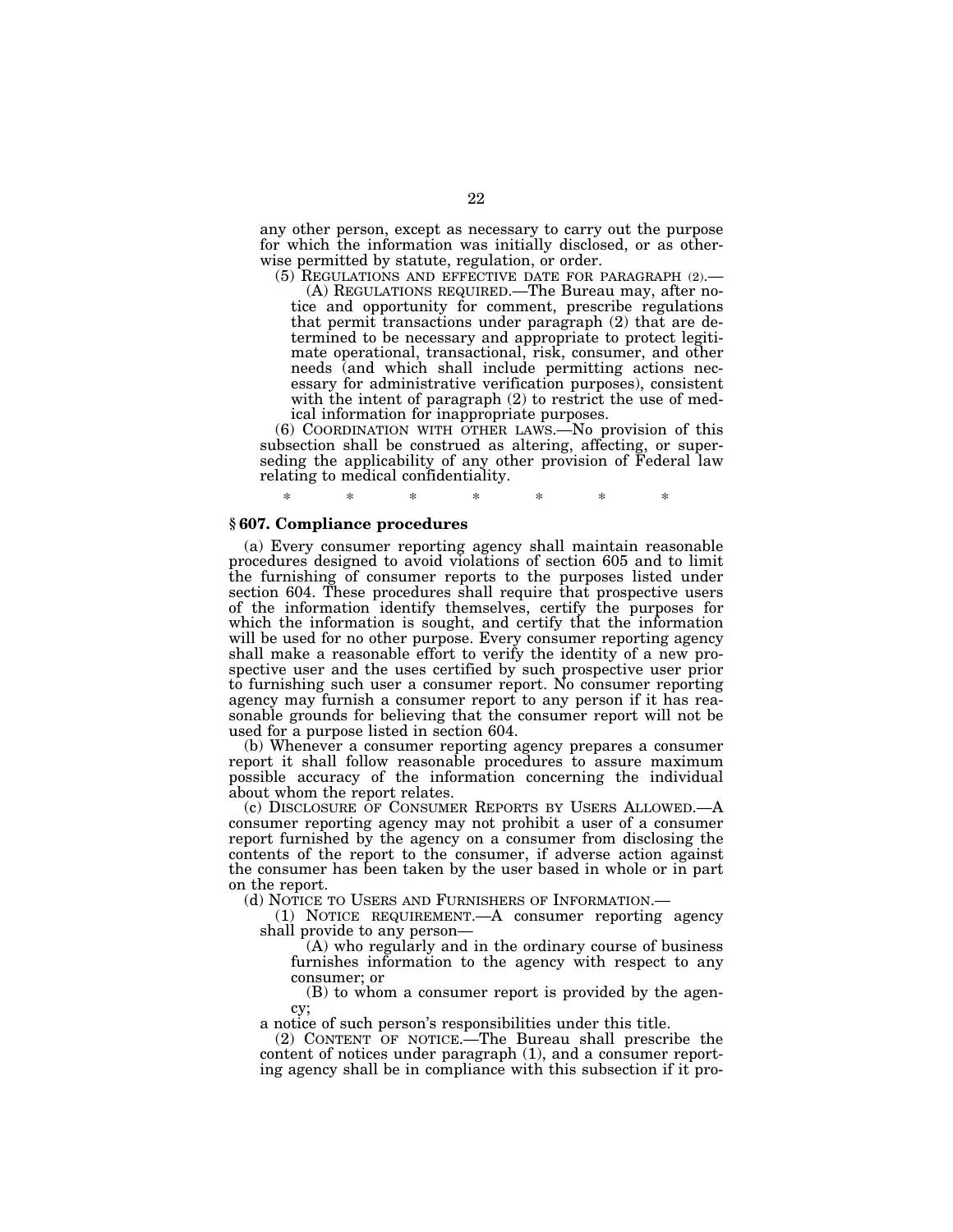any other person, except as necessary to carry out the purpose for which the information was initially disclosed, or as otherwise permitted by statute, regulation, or order.

(5) REGULATIONS AND EFFECTIVE DATE FOR PARAGRAPH (2).—

(A) REGULATIONS REQUIRED.—The Bureau may, after notice and opportunity for comment, prescribe regulations that permit transactions under paragraph (2) that are determined to be necessary and appropriate to protect legitimate operational, transactional, risk, consumer, and other needs (and which shall include permitting actions necessary for administrative verification purposes), consistent with the intent of paragraph (2) to restrict the use of medical information for inappropriate purposes.

(6) COORDINATION WITH OTHER LAWS.—No provision of this subsection shall be construed as altering, affecting, or superseding the applicability of any other provision of Federal law relating to medical confidentiality.

\* \* \* \* \* \* \*

### § 607. Compliance procedures

(a) Every consumer reporting agency shall maintain reasonable procedures designed to avoid violations of section 605 and to limit the furnishing of consumer reports to the purposes listed under section 604. These procedures shall require that prospective users of the information identify themselves, certify the purposes for which the information is sought, and certify that the information will be used for no other purpose. Every consumer reporting agency shall make a reasonable effort to verify the identity of a new prospective user and the uses certified by such prospective user prior to furnishing such user a consumer report. No consumer reporting agency may furnish a consumer report to any person if it has reasonable grounds for believing that the consumer report will not be used for a purpose listed in section 604.

(b) Whenever a consumer reporting agency prepares a consumer report it shall follow reasonable procedures to assure maximum possible accuracy of the information concerning the individual about whom the report relates.

(c) DISCLOSURE OF CONSUMER REPORTS BY USERS ALLOWED.—A consumer reporting agency may not prohibit a user of a consumer report furnished by the agency on a consumer from disclosing the contents of the report to the consumer, if adverse action against the consumer has been taken by the user based in whole or in part on the report.

(d) NOTICE TO USERS AND FURNISHERS OF INFORMATION.—

(1) NOTICE REQUIREMENT.—A consumer reporting agency shall provide to any person—

(A) who regularly and in the ordinary course of business furnishes information to the agency with respect to any consumer; or

(B) to whom a consumer report is provided by the agency;

a notice of such person's responsibilities under this title.

(2) CONTENT OF NOTICE.—The Bureau shall prescribe the content of notices under paragraph (1), and a consumer reporting agency shall be in compliance with this subsection if it pro-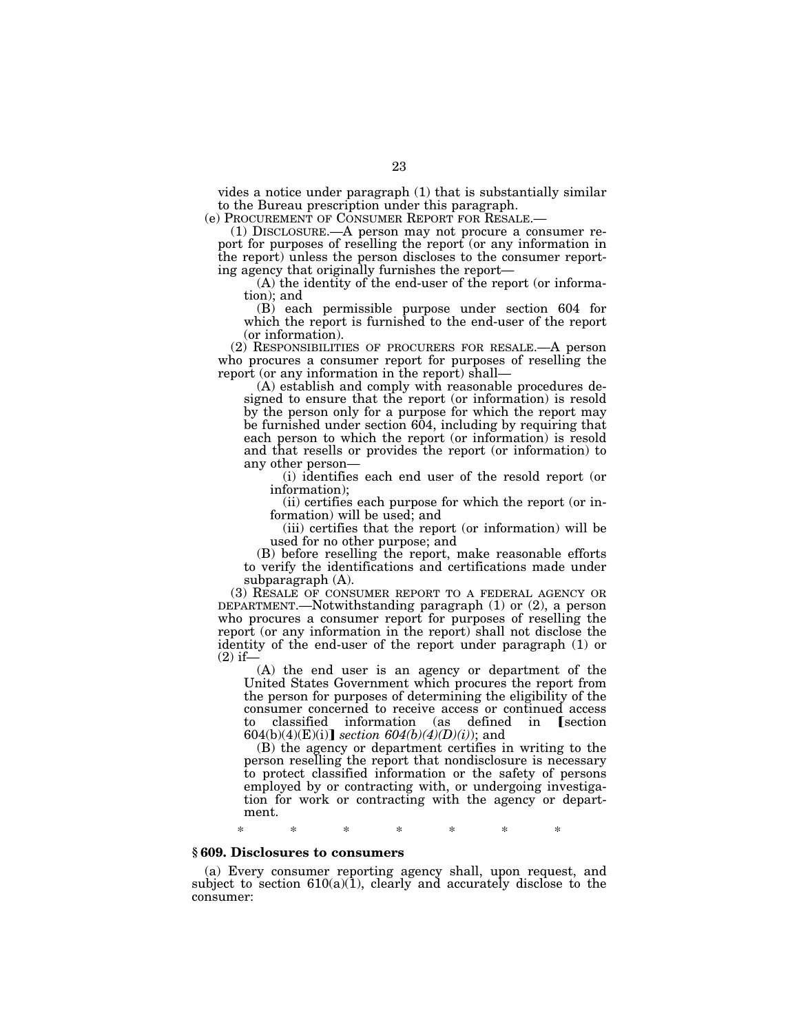vides a notice under paragraph (1) that is substantially similar to the Bureau prescription under this paragraph.

(e) PROCUREMENT OF CONSUMER REPORT FOR RESALE.—

(1) DISCLOSURE.—A person may not procure a consumer report for purposes of reselling the report (or any information in the report) unless the person discloses to the consumer reporting agency that originally furnishes the report—

(A) the identity of the end-user of the report (or information); and

(B) each permissible purpose under section 604 for which the report is furnished to the end-user of the report (or information).

(2) RESPONSIBILITIES OF PROCURERS FOR RESALE.—A person who procures a consumer report for purposes of reselling the report (or any information in the report) shall—

(A) establish and comply with reasonable procedures designed to ensure that the report (or information) is resold by the person only for a purpose for which the report may be furnished under section 604, including by requiring that each person to which the report (or information) is resold and that resells or provides the report (or information) to any other person—

(i) identifies each end user of the resold report (or information);

(ii) certifies each purpose for which the report (or information) will be used; and

(iii) certifies that the report (or information) will be used for no other purpose; and

(B) before reselling the report, make reasonable efforts to verify the identifications and certifications made under subparagraph (A).

(3) RESALE OF CONSUMER REPORT TO A FEDERAL AGENCY OR DEPARTMENT.—Notwithstanding paragraph (1) or (2), a person who procures a consumer report for purposes of reselling the report (or any information in the report) shall not disclose the identity of the end-user of the report under paragraph (1) or (2) if—

(A) the end user is an agency or department of the United States Government which procures the report from the person for purposes of determining the eligibility of the consumer concerned to receive access or continued access to classified information (as defined in ⟦section 604(b)(4)(E)(i)⟧ *section 604(b)(4)(D)(i)*); and

(B) the agency or department certifies in writing to the person reselling the report that nondisclosure is necessary to protect classified information or the safety of persons employed by or contracting with, or undergoing investigation for work or contracting with the agency or department.

\* \* \* \* \* \* \*

**§ 609. Disclosures to consumers**

(a) Every consumer reporting agency shall, upon request, and subject to section 610(a)(1), clearly and accurately disclose to the consumer: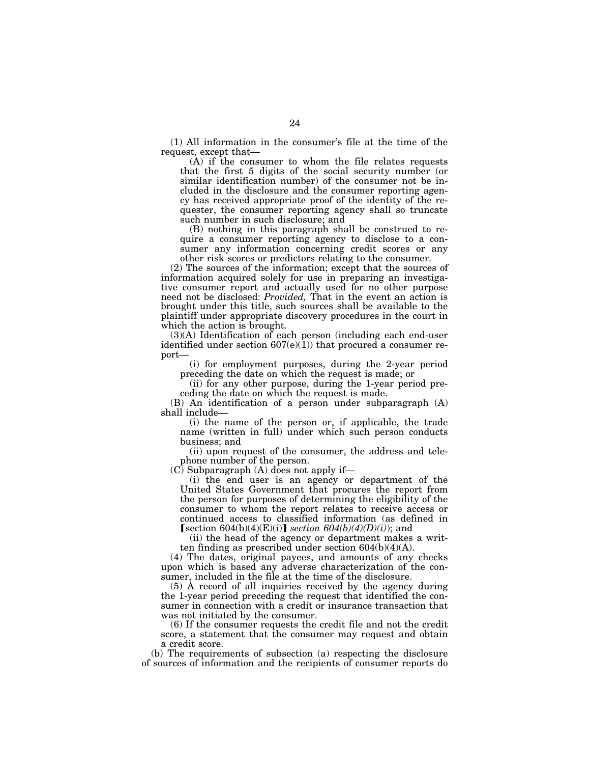(1) All information in the consumer's file at the time of the request, except that—

(A) if the consumer to whom the file relates requests that the first 5 digits of the social security number (or similar identification number) of the consumer not be included in the disclosure and the consumer reporting agency has received appropriate proof of the identity of the requester, the consumer reporting agency shall so truncate such number in such disclosure; and

(B) nothing in this paragraph shall be construed to require a consumer reporting agency to disclose to a consumer any information concerning credit scores or any other risk scores or predictors relating to the consumer.

(2) The sources of the information; except that the sources of information acquired solely for use in preparing an investigative consumer report and actually used for no other purpose need not be disclosed: *Provided,* That in the event an action is brought under this title, such sources shall be available to the plaintiff under appropriate discovery procedures in the court in which the action is brought.

(3)(A) Identification of each person (including each end-user identified under section 607(e)(1)) that procured a consumer report—

(i) for employment purposes, during the 2-year period preceding the date on which the request is made; or

(ii) for any other purpose, during the 1-year period preceding the date on which the request is made.

(B) An identification of a person under subparagraph (A) shall include—

(i) the name of the person or, if applicable, the trade name (written in full) under which such person conducts business; and

(ii) upon request of the consumer, the address and telephone number of the person.

(C) Subparagraph (A) does not apply if—

(i) the end user is an agency or department of the United States Government that procures the report from the person for purposes of determining the eligibility of the consumer to whom the report relates to receive access or continued access to classified information (as defined in [section 604(b)(4)(E)(i)] *section 604(b)(4)(D)(i)*); and

(ii) the head of the agency or department makes a written finding as prescribed under section 604(b)(4)(A).

(4) The dates, original payees, and amounts of any checks upon which is based any adverse characterization of the consumer, included in the file at the time of the disclosure.

(5) A record of all inquiries received by the agency during the 1-year period preceding the request that identified the consumer in connection with a credit or insurance transaction that was not initiated by the consumer.

(6) If the consumer requests the credit file and not the credit score, a statement that the consumer may request and obtain a credit score.

(b) The requirements of subsection (a) respecting the disclosure of sources of information and the recipients of consumer reports do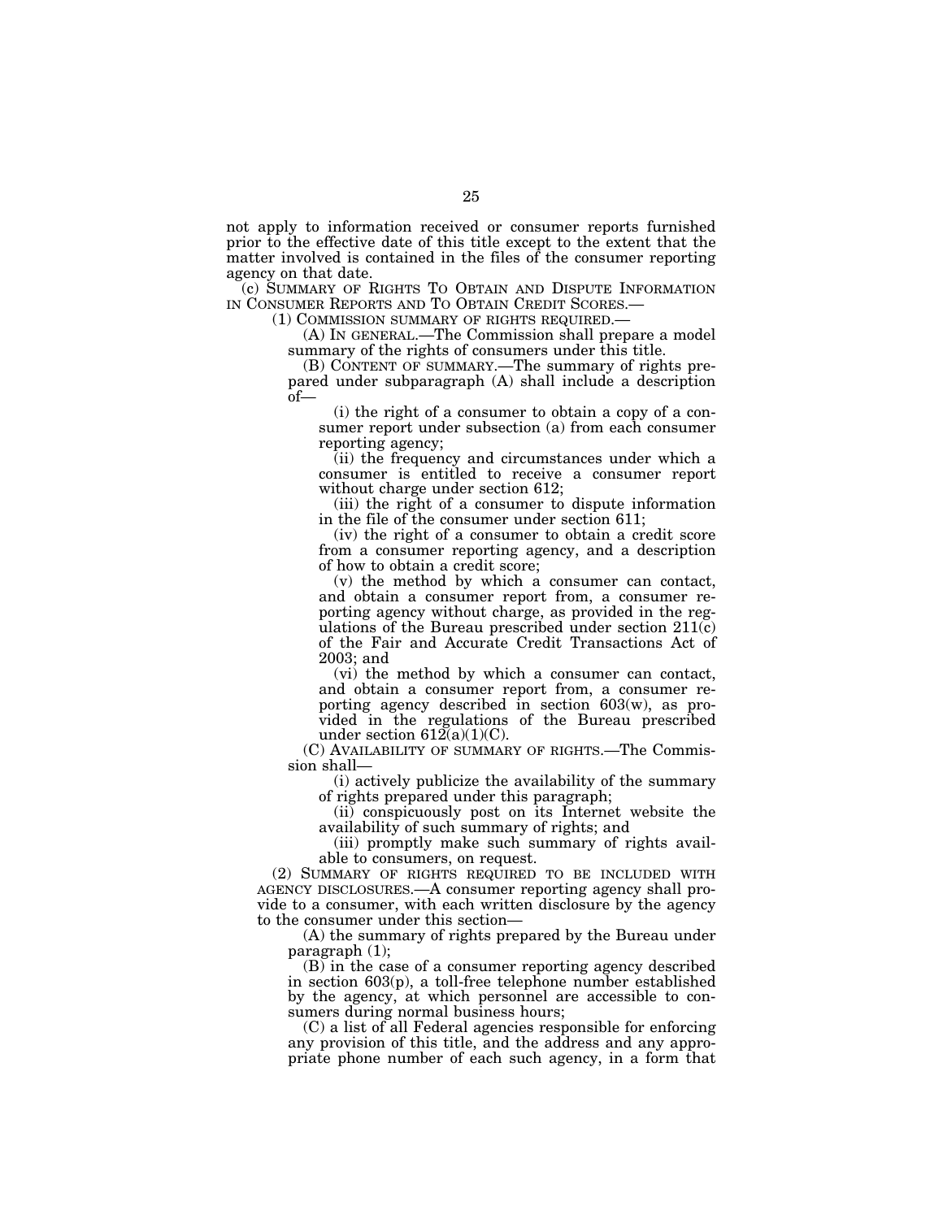not apply to information received or consumer reports furnished prior to the effective date of this title except to the extent that the matter involved is contained in the files of the consumer reporting agency on that date.

(c) SUMMARY OF RIGHTS TO OBTAIN AND DISPUTE INFORMATION IN CONSUMER REPORTS AND TO OBTAIN CREDIT SCORES.—

(1) COMMISSION SUMMARY OF RIGHTS REQUIRED.—

(A) IN GENERAL.—The Commission shall prepare a model summary of the rights of consumers under this title.

(B) CONTENT OF SUMMARY.—The summary of rights prepared under subparagraph (A) shall include a description of—

(i) the right of a consumer to obtain a copy of a consumer report under subsection (a) from each consumer reporting agency;

(ii) the frequency and circumstances under which a consumer is entitled to receive a consumer report without charge under section 612;

(iii) the right of a consumer to dispute information in the file of the consumer under section 611;

(iv) the right of a consumer to obtain a credit score from a consumer reporting agency, and a description of how to obtain a credit score;

(v) the method by which a consumer can contact, and obtain a consumer report from, a consumer reporting agency without charge, as provided in the regulations of the Bureau prescribed under section 211(c) of the Fair and Accurate Credit Transactions Act of 2003; and

(vi) the method by which a consumer can contact, and obtain a consumer report from, a consumer reporting agency described in section 603(w), as provided in the regulations of the Bureau prescribed under section 612(a)(1)(C).

(C) AVAILABILITY OF SUMMARY OF RIGHTS.—The Commission shall—

(i) actively publicize the availability of the summary of rights prepared under this paragraph;

(ii) conspicuously post on its Internet website the availability of such summary of rights; and

(iii) promptly make such summary of rights available to consumers, on request.

(2) SUMMARY OF RIGHTS REQUIRED TO BE INCLUDED WITH AGENCY DISCLOSURES.—A consumer reporting agency shall provide to a consumer, with each written disclosure by the agency to the consumer under this section—

(A) the summary of rights prepared by the Bureau under paragraph (1);

(B) in the case of a consumer reporting agency described in section 603(p), a toll-free telephone number established by the agency, at which personnel are accessible to consumers during normal business hours;

(C) a list of all Federal agencies responsible for enforcing any provision of this title, and the address and any appropriate phone number of each such agency, in a form that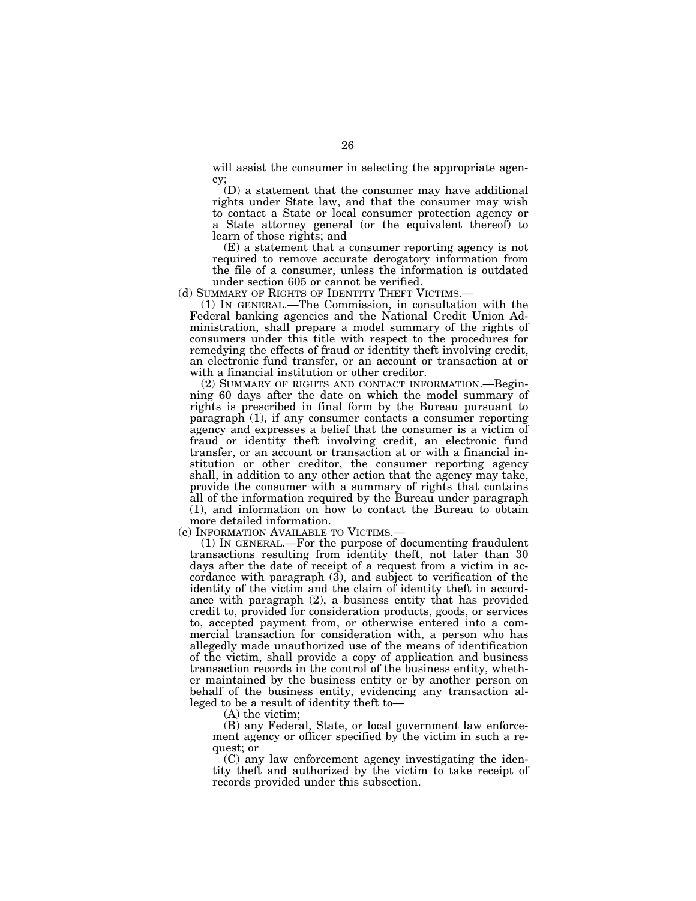will assist the consumer in selecting the appropriate agency;

(D) a statement that the consumer may have additional rights under State law, and that the consumer may wish to contact a State or local consumer protection agency or a State attorney general (or the equivalent thereof) to learn of those rights; and

(E) a statement that a consumer reporting agency is not required to remove accurate derogatory information from the file of a consumer, unless the information is outdated under section 605 or cannot be verified.

(d) SUMMARY OF RIGHTS OF IDENTITY THEFT VICTIMS.—

(1) IN GENERAL.—The Commission, in consultation with the Federal banking agencies and the National Credit Union Administration, shall prepare a model summary of the rights of consumers under this title with respect to the procedures for remedying the effects of fraud or identity theft involving credit, an electronic fund transfer, or an account or transaction at or with a financial institution or other creditor.

(2) SUMMARY OF RIGHTS AND CONTACT INFORMATION.—Beginning 60 days after the date on which the model summary of rights is prescribed in final form by the Bureau pursuant to paragraph (1), if any consumer contacts a consumer reporting agency and expresses a belief that the consumer is a victim of fraud or identity theft involving credit, an electronic fund transfer, or an account or transaction at or with a financial institution or other creditor, the consumer reporting agency shall, in addition to any other action that the agency may take, provide the consumer with a summary of rights that contains all of the information required by the Bureau under paragraph (1), and information on how to contact the Bureau to obtain more detailed information.

(e) INFORMATION AVAILABLE TO VICTIMS.—

(1) IN GENERAL.—For the purpose of documenting fraudulent transactions resulting from identity theft, not later than 30 days after the date of receipt of a request from a victim in accordance with paragraph (3), and subject to verification of the identity of the victim and the claim of identity theft in accordance with paragraph (2), a business entity that has provided credit to, provided for consideration products, goods, or services to, accepted payment from, or otherwise entered into a commercial transaction for consideration with, a person who has allegedly made unauthorized use of the means of identification of the victim, shall provide a copy of application and business transaction records in the control of the business entity, whether maintained by the business entity or by another person on behalf of the business entity, evidencing any transaction alleged to be a result of identity theft to—

(A) the victim;

(B) any Federal, State, or local government law enforcement agency or officer specified by the victim in such a request; or

(C) any law enforcement agency investigating the identity theft and authorized by the victim to take receipt of records provided under this subsection.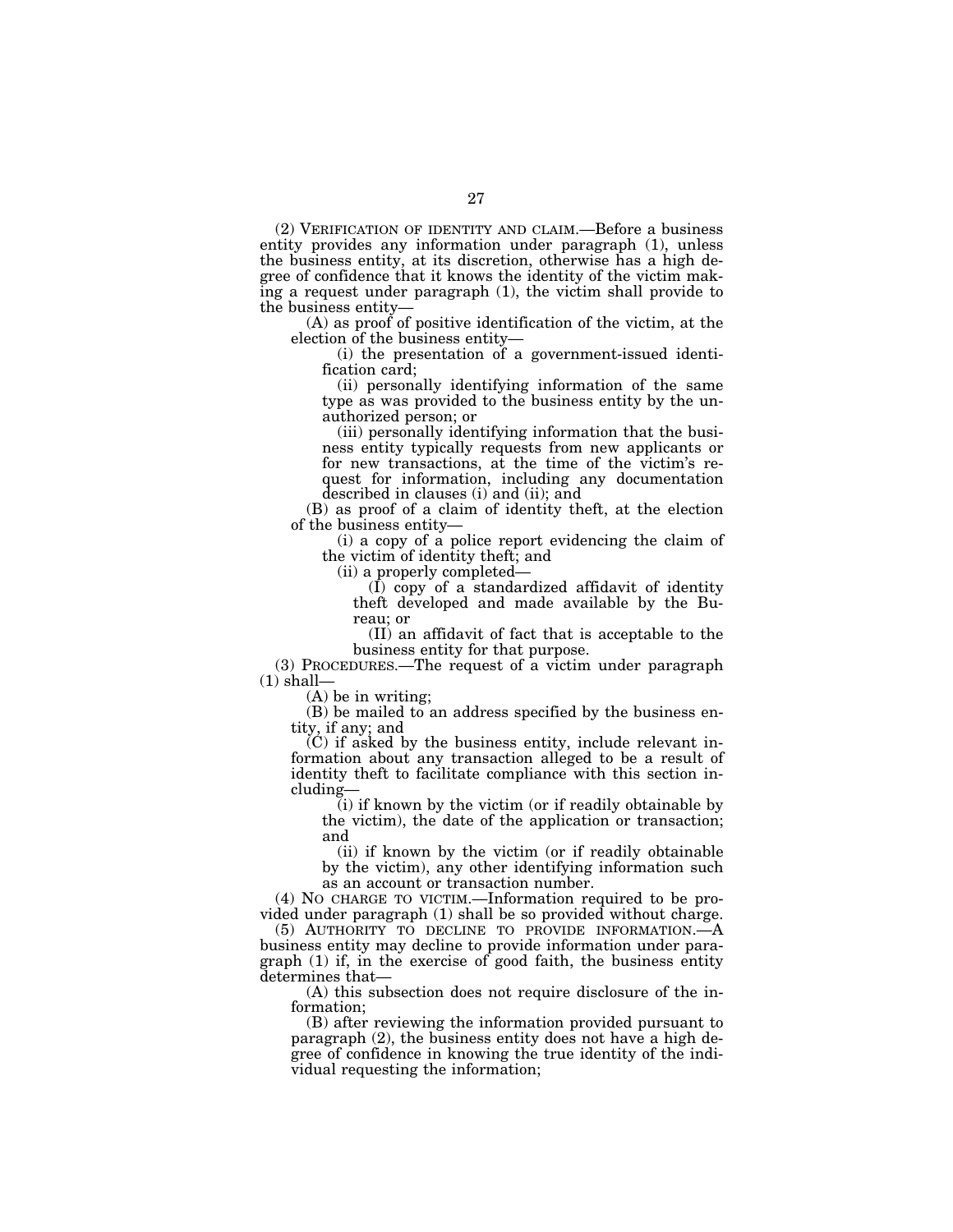(2) VERIFICATION OF IDENTITY AND CLAIM.—Before a business entity provides any information under paragraph (1), unless the business entity, at its discretion, otherwise has a high degree of confidence that it knows the identity of the victim making a request under paragraph (1), the victim shall provide to the business entity—

(A) as proof of positive identification of the victim, at the election of the business entity—

(i) the presentation of a government-issued identification card;

(ii) personally identifying information of the same type as was provided to the business entity by the unauthorized person; or

(iii) personally identifying information that the business entity typically requests from new applicants or for new transactions, at the time of the victim's request for information, including any documentation described in clauses (i) and (ii); and

(B) as proof of a claim of identity theft, at the election of the business entity—

(i) a copy of a police report evidencing the claim of the victim of identity theft; and

(ii) a properly completed—

(I) copy of a standardized affidavit of identity theft developed and made available by the Bureau; or

(II) an affidavit of fact that is acceptable to the business entity for that purpose.

(3) PROCEDURES.—The request of a victim under paragraph (1) shall—

(A) be in writing;

(B) be mailed to an address specified by the business entity, if any; and

(C) if asked by the business entity, include relevant information about any transaction alleged to be a result of identity theft to facilitate compliance with this section including—

(i) if known by the victim (or if readily obtainable by the victim), the date of the application or transaction; and

(ii) if known by the victim (or if readily obtainable by the victim), any other identifying information such as an account or transaction number.

(4) NO CHARGE TO VICTIM.—Information required to be provided under paragraph (1) shall be so provided without charge.

(5) AUTHORITY TO DECLINE TO PROVIDE INFORMATION.—A business entity may decline to provide information under paragraph (1) if, in the exercise of good faith, the business entity determines that—

(A) this subsection does not require disclosure of the information;

(B) after reviewing the information provided pursuant to paragraph (2), the business entity does not have a high degree of confidence in knowing the true identity of the individual requesting the information;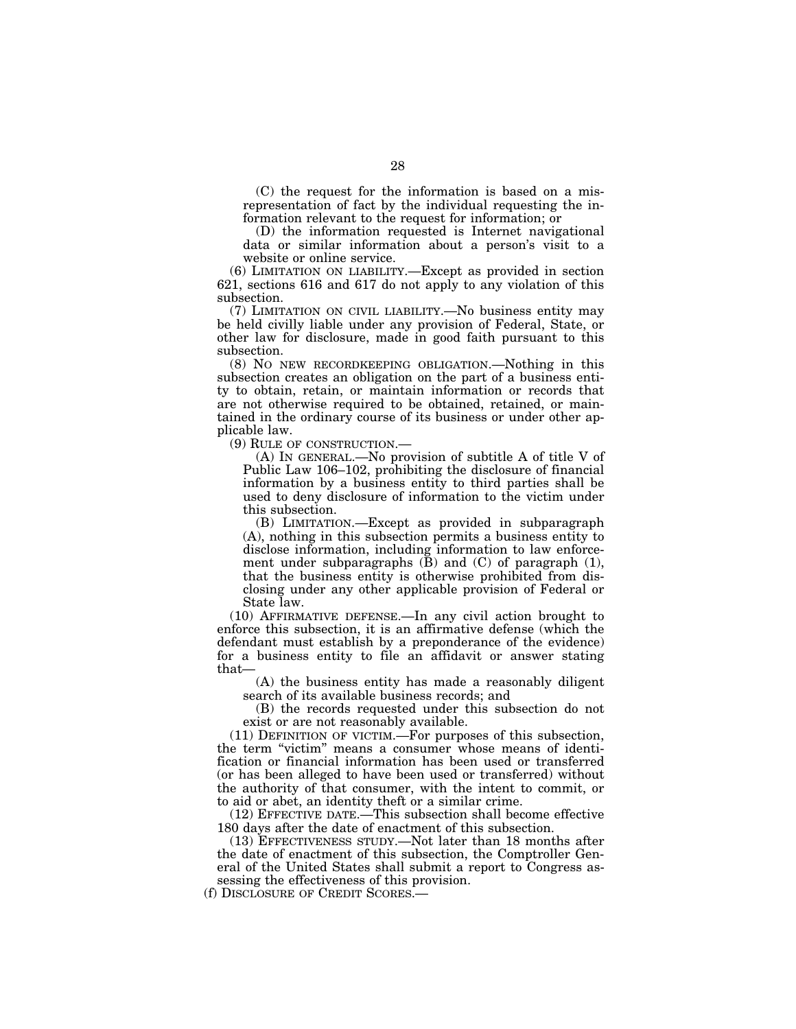(C) the request for the information is based on a misrepresentation of fact by the individual requesting the information relevant to the request for information; or

(D) the information requested is Internet navigational data or similar information about a person's visit to a website or online service.

(6) LIMITATION ON LIABILITY.—Except as provided in section 621, sections 616 and 617 do not apply to any violation of this subsection.

(7) LIMITATION ON CIVIL LIABILITY.—No business entity may be held civilly liable under any provision of Federal, State, or other law for disclosure, made in good faith pursuant to this subsection.

(8) NO NEW RECORDKEEPING OBLIGATION.—Nothing in this subsection creates an obligation on the part of a business entity to obtain, retain, or maintain information or records that are not otherwise required to be obtained, retained, or maintained in the ordinary course of its business or under other applicable law.

(9) RULE OF CONSTRUCTION.—

(A) IN GENERAL.—No provision of subtitle A of title V of Public Law 106–102, prohibiting the disclosure of financial information by a business entity to third parties shall be used to deny disclosure of information to the victim under this subsection.

(B) LIMITATION.—Except as provided in subparagraph (A), nothing in this subsection permits a business entity to disclose information, including information to law enforcement under subparagraphs (B) and (C) of paragraph (1), that the business entity is otherwise prohibited from disclosing under any other applicable provision of Federal or State law.

(10) AFFIRMATIVE DEFENSE.—In any civil action brought to enforce this subsection, it is an affirmative defense (which the defendant must establish by a preponderance of the evidence) for a business entity to file an affidavit or answer stating that—

(A) the business entity has made a reasonably diligent search of its available business records; and

(B) the records requested under this subsection do not exist or are not reasonably available.

(11) DEFINITION OF VICTIM.—For purposes of this subsection, the term "victim" means a consumer whose means of identification or financial information has been used or transferred (or has been alleged to have been used or transferred) without the authority of that consumer, with the intent to commit, or to aid or abet, an identity theft or a similar crime.

(12) EFFECTIVE DATE.—This subsection shall become effective 180 days after the date of enactment of this subsection.

(13) EFFECTIVENESS STUDY.—Not later than 18 months after the date of enactment of this subsection, the Comptroller General of the United States shall submit a report to Congress assessing the effectiveness of this provision.

(f) DISCLOSURE OF CREDIT SCORES.—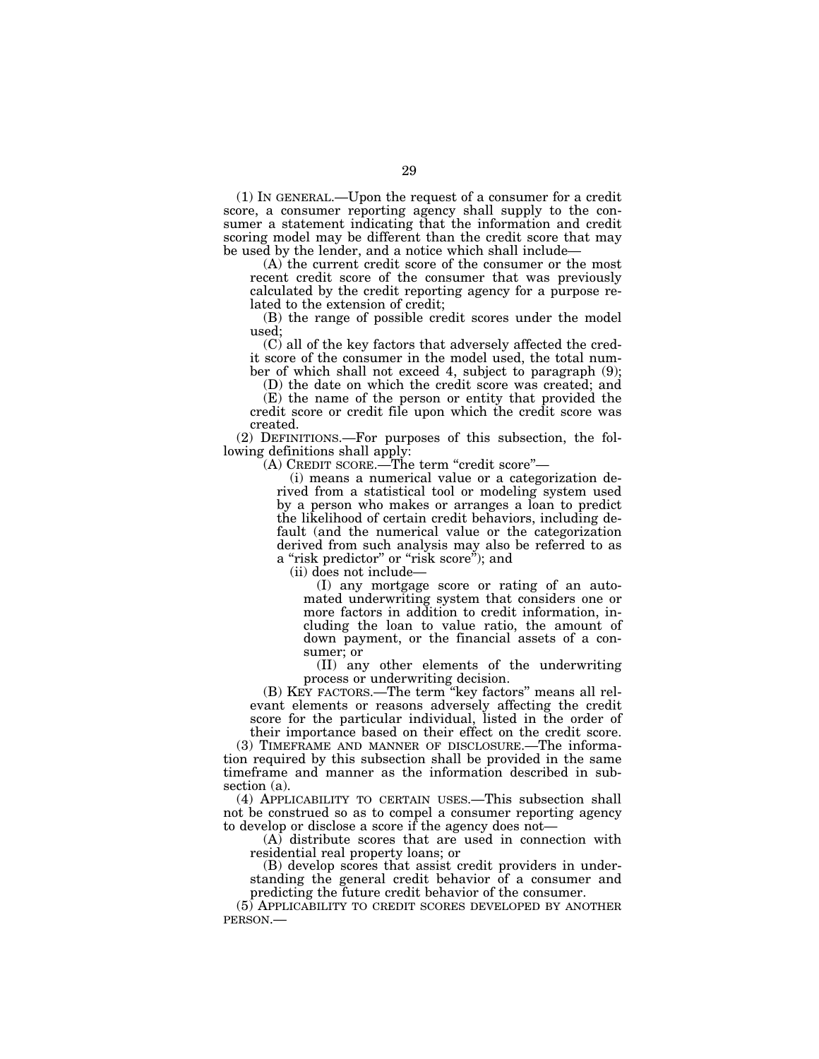(1) IN GENERAL.—Upon the request of a consumer for a credit score, a consumer reporting agency shall supply to the consumer a statement indicating that the information and credit scoring model may be different than the credit score that may be used by the lender, and a notice which shall include—

(A) the current credit score of the consumer or the most recent credit score of the consumer that was previously calculated by the credit reporting agency for a purpose related to the extension of credit;

(B) the range of possible credit scores under the model used;

(C) all of the key factors that adversely affected the credit score of the consumer in the model used, the total number of which shall not exceed 4, subject to paragraph (9);

(D) the date on which the credit score was created; and

(E) the name of the person or entity that provided the credit score or credit file upon which the credit score was created.

(2) DEFINITIONS.—For purposes of this subsection, the following definitions shall apply:

(A) CREDIT SCORE.—The term "credit score"—

(i) means a numerical value or a categorization derived from a statistical tool or modeling system used by a person who makes or arranges a loan to predict the likelihood of certain credit behaviors, including default (and the numerical value or the categorization derived from such analysis may also be referred to as a "risk predictor" or "risk score"); and

(ii) does not include—

(I) any mortgage score or rating of an automated underwriting system that considers one or more factors in addition to credit information, including the loan to value ratio, the amount of down payment, or the financial assets of a consumer; or

(II) any other elements of the underwriting process or underwriting decision.

(B) KEY FACTORS.—The term "key factors" means all relevant elements or reasons adversely affecting the credit score for the particular individual, listed in the order of their importance based on their effect on the credit score.

(3) TIMEFRAME AND MANNER OF DISCLOSURE.—The information required by this subsection shall be provided in the same timeframe and manner as the information described in subsection (a).

(4) APPLICABILITY TO CERTAIN USES.—This subsection shall not be construed so as to compel a consumer reporting agency to develop or disclose a score if the agency does not—

(A) distribute scores that are used in connection with residential real property loans; or

(B) develop scores that assist credit providers in understanding the general credit behavior of a consumer and predicting the future credit behavior of the consumer.

(5) APPLICABILITY TO CREDIT SCORES DEVELOPED BY ANOTHER PERSON.—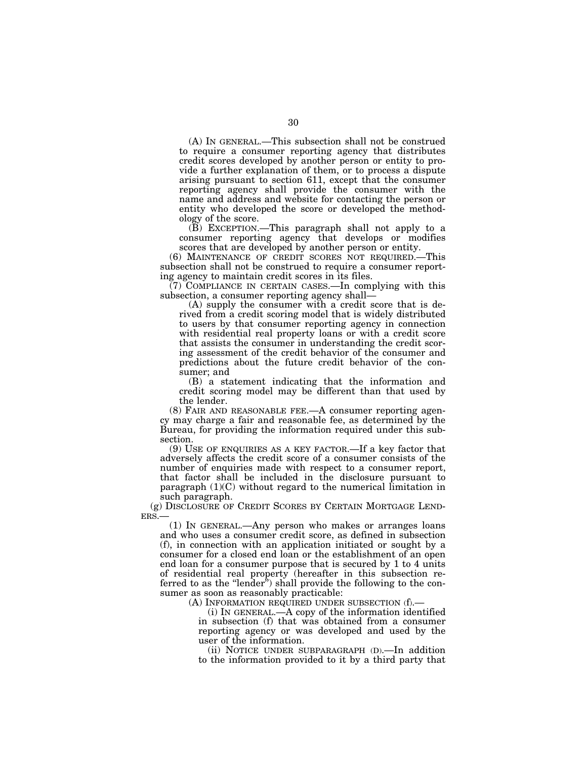(A) IN GENERAL.—This subsection shall not be construed to require a consumer reporting agency that distributes credit scores developed by another person or entity to provide a further explanation of them, or to process a dispute arising pursuant to section 611, except that the consumer reporting agency shall provide the consumer with the name and address and website for contacting the person or entity who developed the score or developed the methodology of the score.

(B) EXCEPTION.—This paragraph shall not apply to a consumer reporting agency that develops or modifies scores that are developed by another person or entity.

(6) MAINTENANCE OF CREDIT SCORES NOT REQUIRED.—This subsection shall not be construed to require a consumer reporting agency to maintain credit scores in its files.

(7) COMPLIANCE IN CERTAIN CASES.—In complying with this subsection, a consumer reporting agency shall—

(A) supply the consumer with a credit score that is derived from a credit scoring model that is widely distributed to users by that consumer reporting agency in connection with residential real property loans or with a credit score that assists the consumer in understanding the credit scoring assessment of the credit behavior of the consumer and predictions about the future credit behavior of the consumer; and

(B) a statement indicating that the information and credit scoring model may be different than that used by the lender.

(8) FAIR AND REASONABLE FEE.—A consumer reporting agency may charge a fair and reasonable fee, as determined by the Bureau, for providing the information required under this subsection.

(9) USE OF ENQUIRIES AS A KEY FACTOR.—If a key factor that adversely affects the credit score of a consumer consists of the number of enquiries made with respect to a consumer report, that factor shall be included in the disclosure pursuant to paragraph (1)(C) without regard to the numerical limitation in such paragraph.

(g) DISCLOSURE OF CREDIT SCORES BY CERTAIN MORTGAGE LENDERS.—

(1) IN GENERAL.—Any person who makes or arranges loans and who uses a consumer credit score, as defined in subsection (f), in connection with an application initiated or sought by a consumer for a closed end loan or the establishment of an open end loan for a consumer purpose that is secured by 1 to 4 units of residential real property (hereafter in this subsection referred to as the "lender") shall provide the following to the consumer as soon as reasonably practicable:

(A) INFORMATION REQUIRED UNDER SUBSECTION (f).—

(i) IN GENERAL.—A copy of the information identified in subsection (f) that was obtained from a consumer reporting agency or was developed and used by the user of the information.

(ii) NOTICE UNDER SUBPARAGRAPH (D).—In addition to the information provided to it by a third party that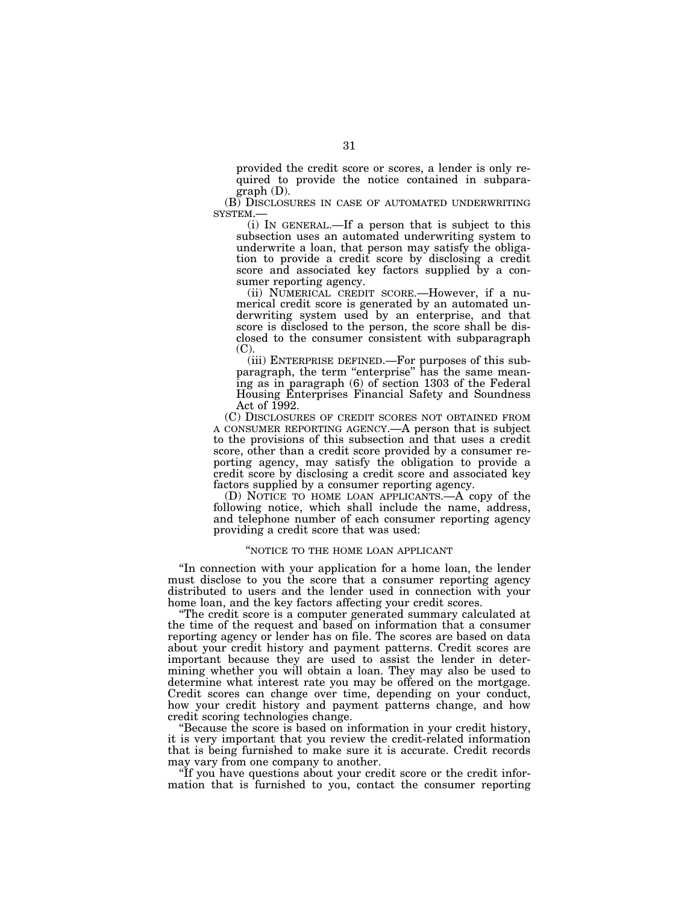provided the credit score or scores, a lender is only required to provide the notice contained in subparagraph (D).

(B) DISCLOSURES IN CASE OF AUTOMATED UNDERWRITING SYSTEM.—

(i) IN GENERAL.—If a person that is subject to this subsection uses an automated underwriting system to underwrite a loan, that person may satisfy the obligation to provide a credit score by disclosing a credit score and associated key factors supplied by a consumer reporting agency.

(ii) NUMERICAL CREDIT SCORE.—However, if a numerical credit score is generated by an automated underwriting system used by an enterprise, and that score is disclosed to the person, the score shall be disclosed to the consumer consistent with subparagraph (C).

(iii) ENTERPRISE DEFINED.—For purposes of this subparagraph, the term "enterprise" has the same meaning as in paragraph (6) of section 1303 of the Federal Housing Enterprises Financial Safety and Soundness Act of 1992.

(C) DISCLOSURES OF CREDIT SCORES NOT OBTAINED FROM A CONSUMER REPORTING AGENCY.—A person that is subject to the provisions of this subsection and that uses a credit score, other than a credit score provided by a consumer reporting agency, may satisfy the obligation to provide a credit score by disclosing a credit score and associated key factors supplied by a consumer reporting agency.

(D) NOTICE TO HOME LOAN APPLICANTS.—A copy of the following notice, which shall include the name, address, and telephone number of each consumer reporting agency providing a credit score that was used:

"NOTICE TO THE HOME LOAN APPLICANT

"In connection with your application for a home loan, the lender must disclose to you the score that a consumer reporting agency distributed to users and the lender used in connection with your home loan, and the key factors affecting your credit scores.

"The credit score is a computer generated summary calculated at the time of the request and based on information that a consumer reporting agency or lender has on file. The scores are based on data about your credit history and payment patterns. Credit scores are important because they are used to assist the lender in determining whether you will obtain a loan. They may also be used to determine what interest rate you may be offered on the mortgage. Credit scores can change over time, depending on your conduct, how your credit history and payment patterns change, and how credit scoring technologies change.

"Because the score is based on information in your credit history, it is very important that you review the credit-related information that is being furnished to make sure it is accurate. Credit records may vary from one company to another.

"If you have questions about your credit score or the credit information that is furnished to you, contact the consumer reporting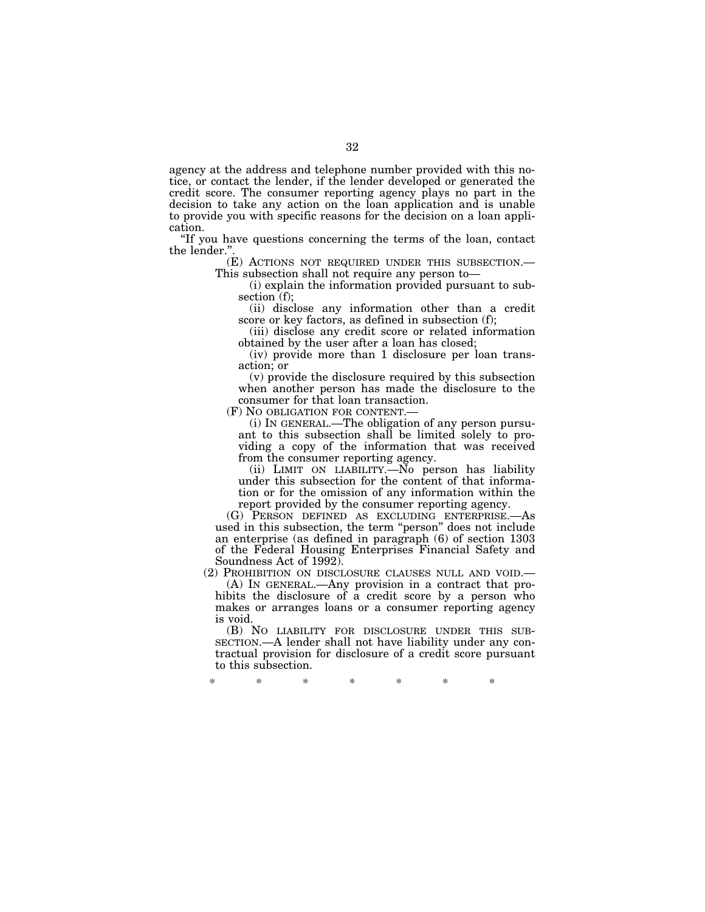agency at the address and telephone number provided with this notice, or contact the lender, if the lender developed or generated the credit score. The consumer reporting agency plays no part in the decision to take any action on the loan application and is unable to provide you with specific reasons for the decision on a loan application.

"If you have questions concerning the terms of the loan, contact the lender.".

(E) ACTIONS NOT REQUIRED UNDER THIS SUBSECTION.—This subsection shall not require any person to—

(i) explain the information provided pursuant to subsection (f);

(ii) disclose any information other than a credit score or key factors, as defined in subsection (f);

(iii) disclose any credit score or related information obtained by the user after a loan has closed;

(iv) provide more than 1 disclosure per loan transaction; or

(v) provide the disclosure required by this subsection when another person has made the disclosure to the consumer for that loan transaction.

(F) NO OBLIGATION FOR CONTENT.—

(i) IN GENERAL.—The obligation of any person pursuant to this subsection shall be limited solely to providing a copy of the information that was received from the consumer reporting agency.

(ii) LIMIT ON LIABILITY.—No person has liability under this subsection for the content of that information or for the omission of any information within the report provided by the consumer reporting agency.

(G) PERSON DEFINED AS EXCLUDING ENTERPRISE.—As used in this subsection, the term "person" does not include an enterprise (as defined in paragraph (6) of section 1303 of the Federal Housing Enterprises Financial Safety and Soundness Act of 1992).

(2) PROHIBITION ON DISCLOSURE CLAUSES NULL AND VOID.—

(A) IN GENERAL.—Any provision in a contract that prohibits the disclosure of a credit score by a person who makes or arranges loans or a consumer reporting agency is void.

(B) NO LIABILITY FOR DISCLOSURE UNDER THIS SUBSECTION.—A lender shall not have liability under any contractual provision for disclosure of a credit score pursuant to this subsection.

\* \* \* \* \* \* \*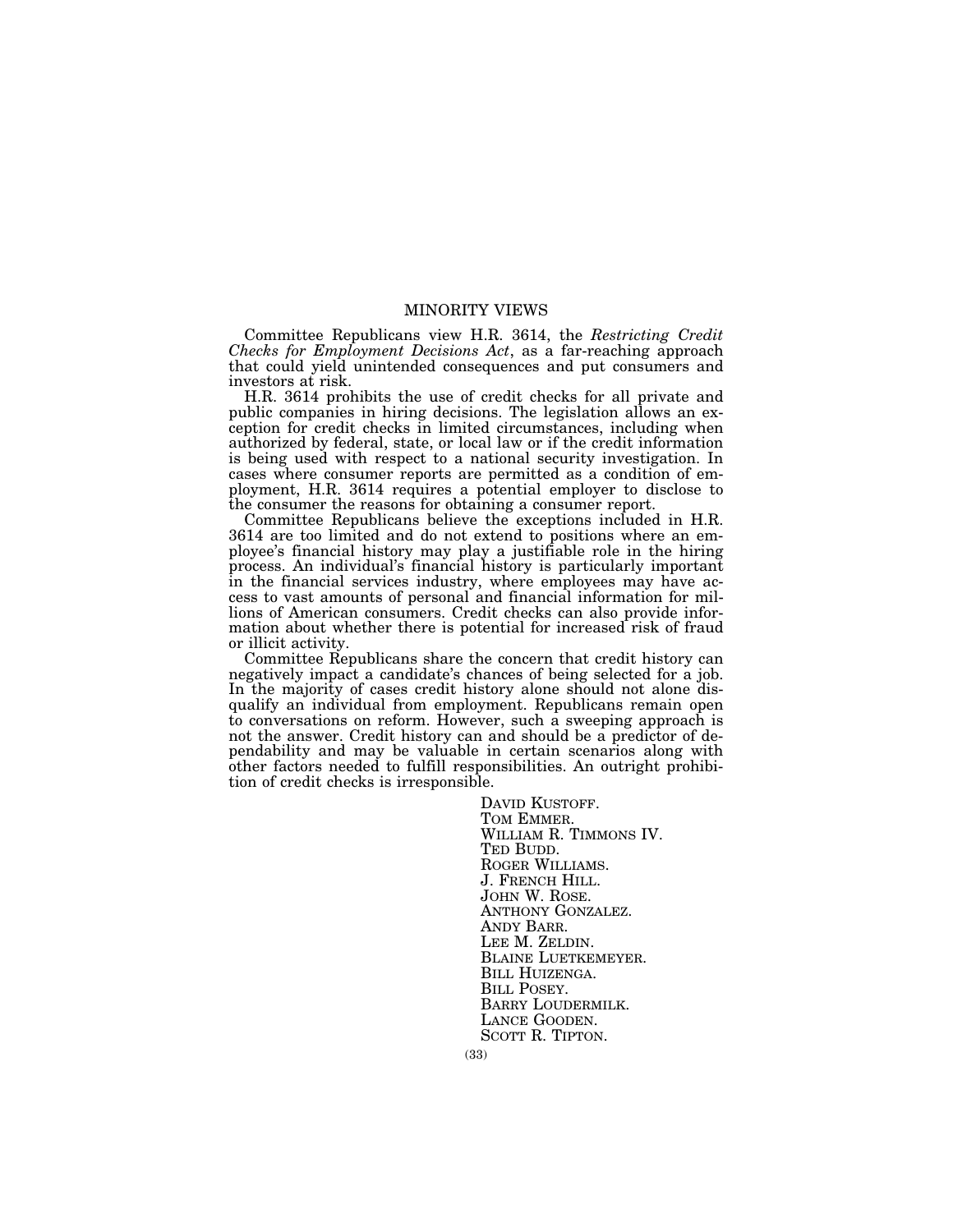## MINORITY VIEWS

Committee Republicans view H.R. 3614, the *Restricting Credit Checks for Employment Decisions Act*, as a far-reaching approach that could yield unintended consequences and put consumers and investors at risk.

H.R. 3614 prohibits the use of credit checks for all private and public companies in hiring decisions. The legislation allows an exception for credit checks in limited circumstances, including when authorized by federal, state, or local law or if the credit information is being used with respect to a national security investigation. In cases where consumer reports are permitted as a condition of employment, H.R. 3614 requires a potential employer to disclose to the consumer the reasons for obtaining a consumer report.

Committee Republicans believe the exceptions included in H.R. 3614 are too limited and do not extend to positions where an employee's financial history may play a justifiable role in the hiring process. An individual's financial history is particularly important in the financial services industry, where employees may have access to vast amounts of personal and financial information for millions of American consumers. Credit checks can also provide information about whether there is potential for increased risk of fraud or illicit activity.

Committee Republicans share the concern that credit history can negatively impact a candidate's chances of being selected for a job. In the majority of cases credit history alone should not alone disqualify an individual from employment. Republicans remain open to conversations on reform. However, such a sweeping approach is not the answer. Credit history can and should be a predictor of dependability and may be valuable in certain scenarios along with other factors needed to fulfill responsibilities. An outright prohibition of credit checks is irresponsible.

DAVID KUSTOFF.
TOM EMMER.
WILLIAM R. TIMMONS IV.
TED BUDD.
ROGER WILLIAMS.
J. FRENCH HILL.
JOHN W. ROSE.
ANTHONY GONZALEZ.
ANDY BARR.
LEE M. ZELDIN.
BLAINE LUETKEMEYER.
BILL HUIZENGA.
BILL POSEY.
BARRY LOUDERMILK.
LANCE GOODEN.
SCOTT R. TIPTON.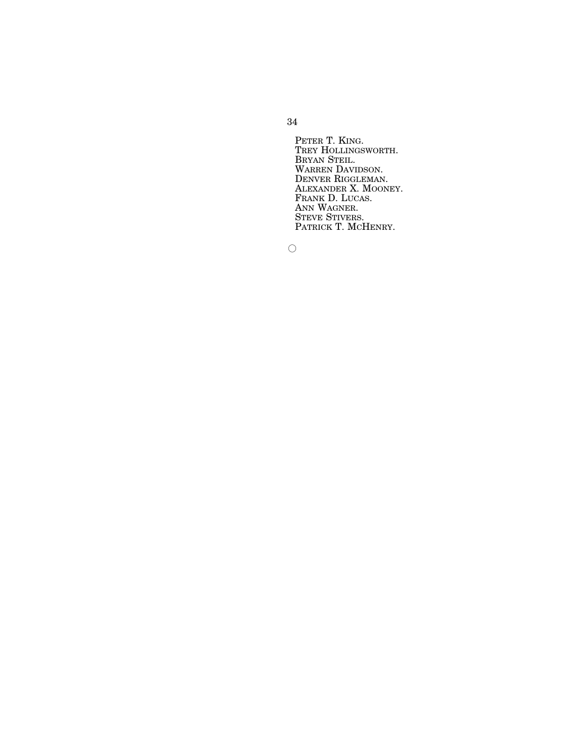PETER T. KING.
TREY HOLLINGSWORTH.
BRYAN STEIL.
WARREN DAVIDSON.
DENVER RIGGLEMAN.
ALEXANDER X. MOONEY.
FRANK D. LUCAS.
ANN WAGNER.
STEVE STIVERS.
PATRICK T. MCHENRY.

○